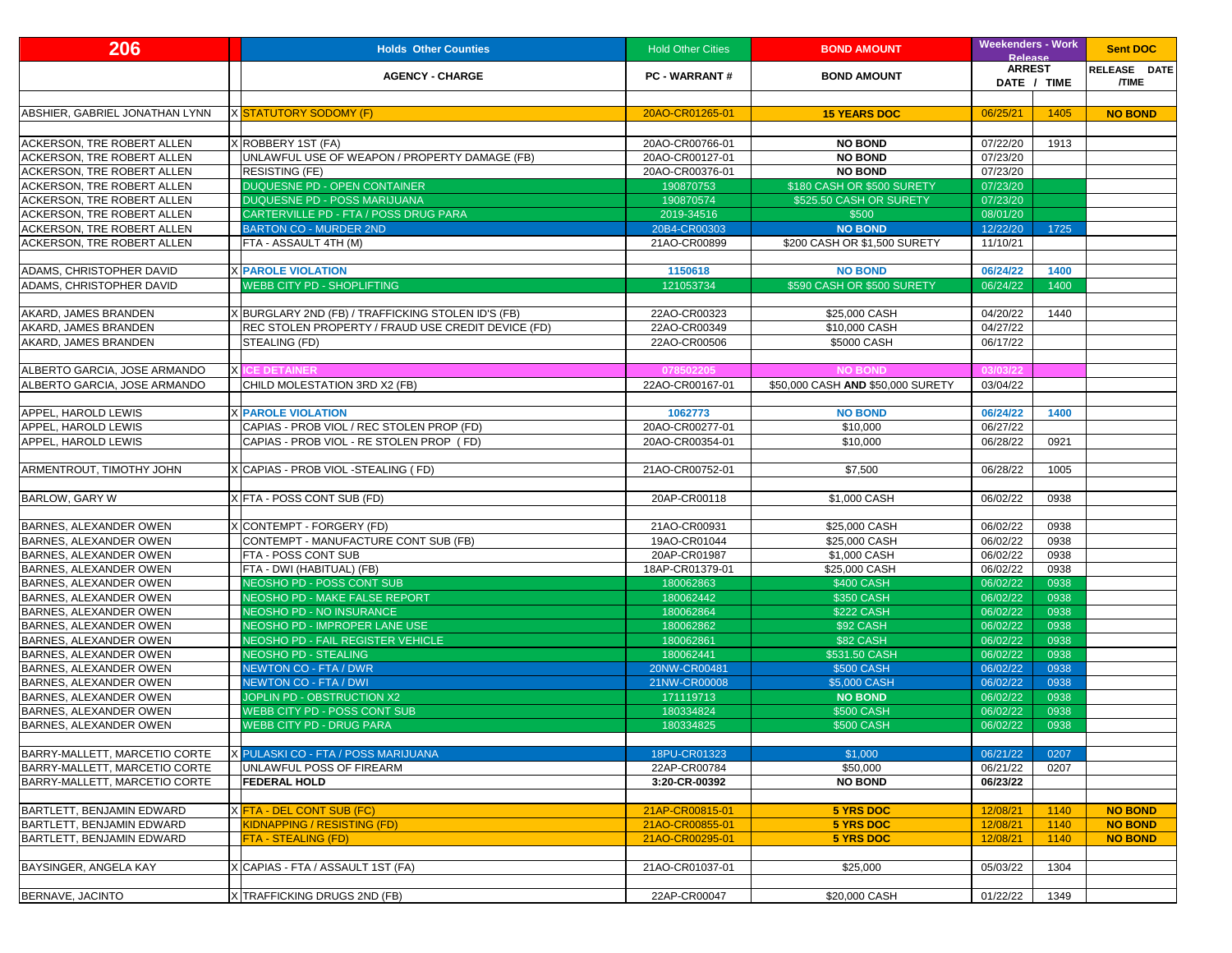| 206 | | Holds Other Counties | Hold Other Cities | BOND AMOUNT | Weekenders - Work Release | | Sent DOC |
|---|---|---|---|---|---|---|---|
| | | AGENCY - CHARGE | PC - WARRANT # | BOND AMOUNT | ARREST DATE / TIME | | RELEASE DATE /TIME |
| | | | | | | | |
| ABSHIER, GABRIEL JONATHAN LYNN | X | STATUTORY SODOMY (F) | 20AO-CR01265-01 | **15 YEARS DOC** | 06/25/21 | 1405 | **NO BOND** |
| | | | | | | | |
| ACKERSON, TRE ROBERT ALLEN | X | ROBBERY 1ST (FA) | 20AO-CR00766-01 | **NO BOND** | 07/22/20 | 1913 | |
| ACKERSON, TRE ROBERT ALLEN | | UNLAWFUL USE OF WEAPON / PROPERTY DAMAGE (FB) | 20AO-CR00127-01 | **NO BOND** | 07/23/20 | | |
| ACKERSON, TRE ROBERT ALLEN | | RESISTING (FE) | 20AO-CR00376-01 | **NO BOND** | 07/23/20 | | |
| ACKERSON, TRE ROBERT ALLEN | | DUQUESNE PD - OPEN CONTAINER | 190870753 | $180 CASH OR $500 SURETY | 07/23/20 | | |
| ACKERSON, TRE ROBERT ALLEN | | DUQUESNE PD - POSS MARIJUANA | 190870574 | $525.50 CASH OR SURETY | 07/23/20 | | |
| ACKERSON, TRE ROBERT ALLEN | | CARTERVILLE PD - FTA / POSS DRUG PARA | 2019-34516 | $500 | 08/01/20 | | |
| ACKERSON, TRE ROBERT ALLEN | | BARTON CO - MURDER 2ND | 20B4-CR00303 | **NO BOND** | 12/22/20 | 1725 | |
| ACKERSON, TRE ROBERT ALLEN | | FTA - ASSAULT 4TH (M) | 21AO-CR00899 | $200 CASH OR $1,500 SURETY | 11/10/21 | | |
| | | | | | | | |
| ADAMS, CHRISTOPHER DAVID | X | **PAROLE VIOLATION** | **1150618** | **NO BOND** | **06/24/22** | **1400** | |
| ADAMS, CHRISTOPHER DAVID | | WEBB CITY PD - SHOPLIFTING | 121053734 | $590 CASH OR $500 SURETY | 06/24/22 | 1400 | |
| | | | | | | | |
| AKARD, JAMES BRANDEN | X | BURGLARY 2ND (FB) / TRAFFICKING STOLEN ID'S (FB) | 22AO-CR00323 | $25,000 CASH | 04/20/22 | 1440 | |
| AKARD, JAMES BRANDEN | | REC STOLEN PROPERTY / FRAUD USE CREDIT DEVICE (FD) | 22AO-CR00349 | $10,000 CASH | 04/27/22 | | |
| AKARD, JAMES BRANDEN | | STEALING (FD) | 22AO-CR00506 | $5000 CASH | 06/17/22 | | |
| | | | | | | | |
| ALBERTO GARCIA, JOSE ARMANDO | X | **ICE DETAINER** | **078502205** | **NO BOND** | **03/03/22** | | |
| ALBERTO GARCIA, JOSE ARMANDO | | CHILD MOLESTATION 3RD X2 (FB) | 22AO-CR00167-01 | $50,000 CASH **AND** $50,000 SURETY | 03/04/22 | | |
| | | | | | | | |
| APPEL, HAROLD LEWIS | X | **PAROLE VIOLATION** | **1062773** | **NO BOND** | **06/24/22** | **1400** | |
| APPEL, HAROLD LEWIS | | CAPIAS - PROB VIOL / REC STOLEN PROP (FD) | 20AO-CR00277-01 | $10,000 | 06/27/22 | | |
| APPEL, HAROLD LEWIS | | CAPIAS - PROB VIOL - RE STOLEN PROP (FD) | 20AO-CR00354-01 | $10,000 | 06/28/22 | 0921 | |
| | | | | | | | |
| ARMENTROUT, TIMOTHY JOHN | X | CAPIAS - PROB VIOL -STEALING ( FD) | 21AO-CR00752-01 | $7,500 | 06/28/22 | 1005 | |
| | | | | | | | |
| BARLOW, GARY W | X | FTA - POSS CONT SUB (FD) | 20AP-CR00118 | $1,000 CASH | 06/02/22 | 0938 | |
| | | | | | | | |
| BARNES, ALEXANDER OWEN | X | CONTEMPT - FORGERY (FD) | 21AO-CR00931 | $25,000 CASH | 06/02/22 | 0938 | |
| BARNES, ALEXANDER OWEN | | CONTEMPT - MANUFACTURE CONT SUB (FB) | 19AO-CR01044 | $25,000 CASH | 06/02/22 | 0938 | |
| BARNES, ALEXANDER OWEN | | FTA - POSS CONT SUB | 20AP-CR01987 | $1,000 CASH | 06/02/22 | 0938 | |
| BARNES, ALEXANDER OWEN | | FTA - DWI (HABITUAL) (FB) | 18AP-CR01379-01 | $25,000 CASH | 06/02/22 | 0938 | |
| BARNES, ALEXANDER OWEN | | NEOSHO PD - POSS CONT SUB | 180062863 | $400 CASH | 06/02/22 | 0938 | |
| BARNES, ALEXANDER OWEN | | NEOSHO PD - MAKE FALSE REPORT | 180062442 | $350 CASH | 06/02/22 | 0938 | |
| BARNES, ALEXANDER OWEN | | NEOSHO PD - NO INSURANCE | 180062864 | $222 CASH | 06/02/22 | 0938 | |
| BARNES, ALEXANDER OWEN | | NEOSHO PD - IMPROPER LANE USE | 180062862 | $92 CASH | 06/02/22 | 0938 | |
| BARNES, ALEXANDER OWEN | | NEOSHO PD - FAIL REGISTER VEHICLE | 180062861 | $82 CASH | 06/02/22 | 0938 | |
| BARNES, ALEXANDER OWEN | | NEOSHO PD - STEALING | 180062441 | $531.50 CASH | 06/02/22 | 0938 | |
| BARNES, ALEXANDER OWEN | | NEWTON CO - FTA / DWR | 20NW-CR00481 | $500 CASH | 06/02/22 | 0938 | |
| BARNES, ALEXANDER OWEN | | NEWTON CO - FTA / DWI | 21NW-CR00008 | $5,000 CASH | 06/02/22 | 0938 | |
| BARNES, ALEXANDER OWEN | | JOPLIN PD - OBSTRUCTION X2 | 171119713 | **NO BOND** | 06/02/22 | 0938 | |
| BARNES, ALEXANDER OWEN | | WEBB CITY PD - POSS CONT SUB | 180334824 | $500 CASH | 06/02/22 | 0938 | |
| BARNES, ALEXANDER OWEN | | WEBB CITY PD - DRUG PARA | 180334825 | $500 CASH | 06/02/22 | 0938 | |
| | | | | | | | |
| BARRY-MALLETT, MARCETIO CORTE | X | PULASKI CO - FTA / POSS MARIJUANA | 18PU-CR01323 | $1,000 | 06/21/22 | 0207 | |
| BARRY-MALLETT, MARCETIO CORTE | | UNLAWFUL POSS OF FIREARM | 22AP-CR00784 | $50,000 | 06/21/22 | 0207 | |
| BARRY-MALLETT, MARCETIO CORTE | | **FEDERAL HOLD** | **3:20-CR-00392** | **NO BOND** | **06/23/22** | | |
| | | | | | | | |
| BARTLETT, BENJAMIN EDWARD | X | FTA - DEL CONT SUB (FC) | 21AP-CR00815-01 | **5 YRS DOC** | 12/08/21 | 1140 | **NO BOND** |
| BARTLETT, BENJAMIN EDWARD | | KIDNAPPING / RESISTING (FD) | 21AO-CR00855-01 | **5 YRS DOC** | 12/08/21 | 1140 | **NO BOND** |
| BARTLETT, BENJAMIN EDWARD | | FTA - STEALING (FD) | 21AO-CR00295-01 | **5 YRS DOC** | 12/08/21 | 1140 | **NO BOND** |
| | | | | | | | |
| BAYSINGER, ANGELA KAY | X | CAPIAS - FTA / ASSAULT 1ST (FA) | 21AO-CR01037-01 | $25,000 | 05/03/22 | 1304 | |
| | | | | | | | |
| BERNAVE, JACINTO | X | TRAFFICKING DRUGS 2ND (FB) | 22AP-CR00047 | $20,000 CASH | 01/22/22 | 1349 | |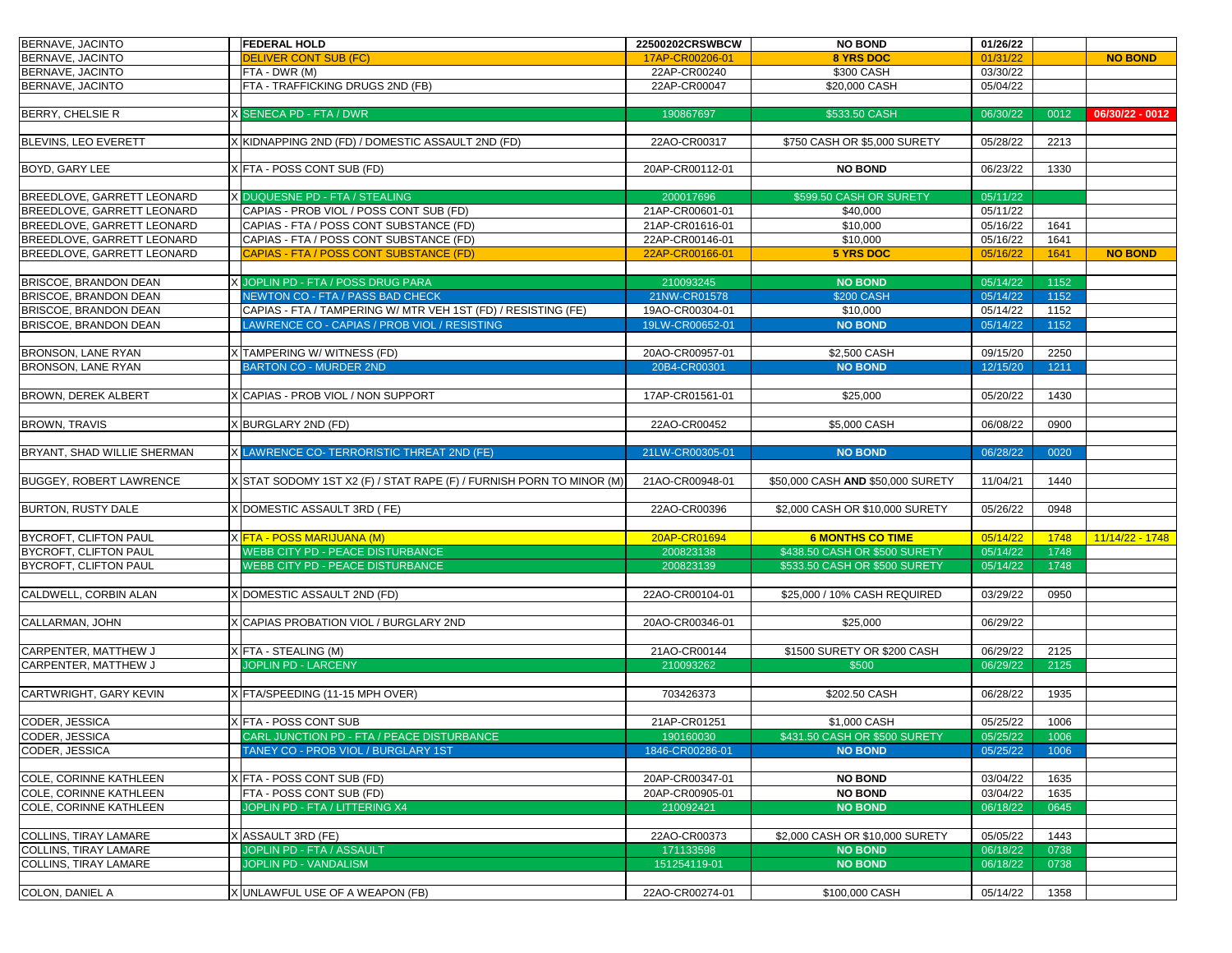| | | | | | | | |
|---|---|---|---|---|---|---|---|
| BERNAVE, JACINTO | | **FEDERAL HOLD** | **22500202CRSWBCW** | **NO BOND** | 01/26/22 | | |
| BERNAVE, JACINTO | | DELIVER CONT SUB (FC) | 17AP-CR00206-01 | **8 YRS DOC** | 01/31/22 | | **NO BOND** |
| BERNAVE, JACINTO | | FTA - DWR (M) | 22AP-CR00240 | $300 CASH | 03/30/22 | | |
| BERNAVE, JACINTO | | FTA - TRAFFICKING DRUGS 2ND (FB) | 22AP-CR00047 | $20,000 CASH | 05/04/22 | | |
| | | | | | | | |
| BERRY, CHELSIE R | X | SENECA PD - FTA / DWR | 190867697 | $533.50 CASH | 06/30/22 | 0012 | 06/30/22 - 0012 |
| | | | | | | | |
| BLEVINS, LEO EVERETT | X | KIDNAPPING 2ND (FD) / DOMESTIC ASSAULT 2ND (FD) | 22AO-CR00317 | $750 CASH OR $5,000 SURETY | 05/28/22 | 2213 | |
| | | | | | | | |
| BOYD, GARY LEE | X | FTA - POSS CONT SUB (FD) | 20AP-CR00112-01 | **NO BOND** | 06/23/22 | 1330 | |
| | | | | | | | |
| BREEDLOVE, GARRETT LEONARD | X | DUQUESNE PD - FTA / STEALING | 200017696 | $599.50 CASH OR SURETY | 05/11/22 | | |
| BREEDLOVE, GARRETT LEONARD | | CAPIAS - PROB VIOL / POSS CONT SUB (FD) | 21AP-CR00601-01 | $40,000 | 05/11/22 | | |
| BREEDLOVE, GARRETT LEONARD | | CAPIAS - FTA / POSS CONT SUBSTANCE (FD) | 21AP-CR01616-01 | $10,000 | 05/16/22 | 1641 | |
| BREEDLOVE, GARRETT LEONARD | | CAPIAS - FTA / POSS CONT SUBSTANCE (FD) | 22AP-CR00146-01 | $10,000 | 05/16/22 | 1641 | |
| BREEDLOVE, GARRETT LEONARD | | CAPIAS - FTA / POSS CONT SUBSTANCE (FD) | 22AP-CR00166-01 | **5 YRS DOC** | 05/16/22 | 1641 | **NO BOND** |
| | | | | | | | |
| BRISCOE, BRANDON DEAN | X | JOPLIN PD - FTA / POSS DRUG PARA | 210093245 | **NO BOND** | 05/14/22 | 1152 | |
| BRISCOE, BRANDON DEAN | | NEWTON CO - FTA / PASS BAD CHECK | 21NW-CR01578 | $200 CASH | 05/14/22 | 1152 | |
| BRISCOE, BRANDON DEAN | | CAPIAS - FTA / TAMPERING W/ MTR VEH 1ST (FD) / RESISTING (FE) | 19AO-CR00304-01 | $10,000 | 05/14/22 | 1152 | |
| BRISCOE, BRANDON DEAN | | LAWRENCE CO - CAPIAS / PROB VIOL / RESISTING | 19LW-CR00652-01 | **NO BOND** | 05/14/22 | 1152 | |
| | | | | | | | |
| BRONSON, LANE RYAN | X | TAMPERING W/ WITNESS (FD) | 20AO-CR00957-01 | $2,500 CASH | 09/15/20 | 2250 | |
| BRONSON, LANE RYAN | | BARTON CO - MURDER 2ND | 20B4-CR00301 | **NO BOND** | 12/15/20 | 1211 | |
| | | | | | | | |
| BROWN, DEREK ALBERT | X | CAPIAS - PROB VIOL / NON SUPPORT | 17AP-CR01561-01 | $25,000 | 05/20/22 | 1430 | |
| | | | | | | | |
| BROWN, TRAVIS | X | BURGLARY 2ND (FD) | 22AO-CR00452 | $5,000 CASH | 06/08/22 | 0900 | |
| | | | | | | | |
| BRYANT, SHAD WILLIE SHERMAN | X | LAWRENCE CO- TERRORISTIC THREAT 2ND (FE) | 21LW-CR00305-01 | **NO BOND** | 06/28/22 | 0020 | |
| | | | | | | | |
| BUGGEY, ROBERT LAWRENCE | X | STAT SODOMY 1ST X2 (F) / STAT RAPE (F) / FURNISH PORN TO MINOR (M) | 21AO-CR00948-01 | $50,000 CASH **AND** $50,000 SURETY | 11/04/21 | 1440 | |
| | | | | | | | |
| BURTON, RUSTY DALE | X | DOMESTIC ASSAULT 3RD ( FE) | 22AO-CR00396 | $2,000 CASH OR $10,000 SURETY | 05/26/22 | 0948 | |
| | | | | | | | |
| BYCROFT, CLIFTON PAUL | X | FTA - POSS MARIJUANA (M) | 20AP-CR01694 | **6 MONTHS CO TIME** | 05/14/22 | 1748 | 11/14/22 - 1748 |
| BYCROFT, CLIFTON PAUL | | WEBB CITY PD - PEACE DISTURBANCE | 200823138 | $438.50 CASH OR $500 SURETY | 05/14/22 | 1748 | |
| BYCROFT, CLIFTON PAUL | | WEBB CITY PD - PEACE DISTURBANCE | 200823139 | $533.50 CASH OR $500 SURETY | 05/14/22 | 1748 | |
| | | | | | | | |
| CALDWELL, CORBIN ALAN | X | DOMESTIC ASSAULT 2ND (FD) | 22AO-CR00104-01 | $25,000 / 10% CASH REQUIRED | 03/29/22 | 0950 | |
| | | | | | | | |
| CALLARMAN, JOHN | X | CAPIAS PROBATION VIOL / BURGLARY 2ND | 20AO-CR00346-01 | $25,000 | 06/29/22 | | |
| | | | | | | | |
| CARPENTER, MATTHEW J | X | FTA - STEALING (M) | 21AO-CR00144 | $1500 SURETY OR $200 CASH | 06/29/22 | 2125 | |
| CARPENTER, MATTHEW J | | JOPLIN PD - LARCENY | 210093262 | $500 | 06/29/22 | 2125 | |
| | | | | | | | |
| CARTWRIGHT, GARY KEVIN | X | FTA/SPEEDING (11-15 MPH OVER) | 703426373 | $202.50 CASH | 06/28/22 | 1935 | |
| | | | | | | | |
| CODER, JESSICA | X | FTA - POSS CONT SUB | 21AP-CR01251 | $1,000 CASH | 05/25/22 | 1006 | |
| CODER, JESSICA | | CARL JUNCTION PD - FTA / PEACE DISTURBANCE | 190160030 | $431.50 CASH OR $500 SURETY | 05/25/22 | 1006 | |
| CODER, JESSICA | | TANEY CO - PROB VIOL / BURGLARY 1ST | 1846-CR00286-01 | **NO BOND** | 05/25/22 | 1006 | |
| | | | | | | | |
| COLE, CORINNE KATHLEEN | X | FTA - POSS CONT SUB (FD) | 20AP-CR00347-01 | **NO BOND** | 03/04/22 | 1635 | |
| COLE, CORINNE KATHLEEN | | FTA - POSS CONT SUB (FD) | 20AP-CR00905-01 | **NO BOND** | 03/04/22 | 1635 | |
| COLE, CORINNE KATHLEEN | | JOPLIN PD - FTA / LITTERING X4 | 210092421 | **NO BOND** | 06/18/22 | 0645 | |
| | | | | | | | |
| COLLINS, TIRAY LAMARE | X | ASSAULT 3RD (FE) | 22AO-CR00373 | $2,000 CASH OR $10,000 SURETY | 05/05/22 | 1443 | |
| COLLINS, TIRAY LAMARE | | JOPLIN PD - FTA / ASSAULT | 171133598 | **NO BOND** | 06/18/22 | 0738 | |
| COLLINS, TIRAY LAMARE | | JOPLIN PD - VANDALISM | 151254119-01 | **NO BOND** | 06/18/22 | 0738 | |
| | | | | | | | |
| COLON, DANIEL A | X | UNLAWFUL USE OF A WEAPON (FB) | 22AO-CR00274-01 | $100,000 CASH | 05/14/22 | 1358 | |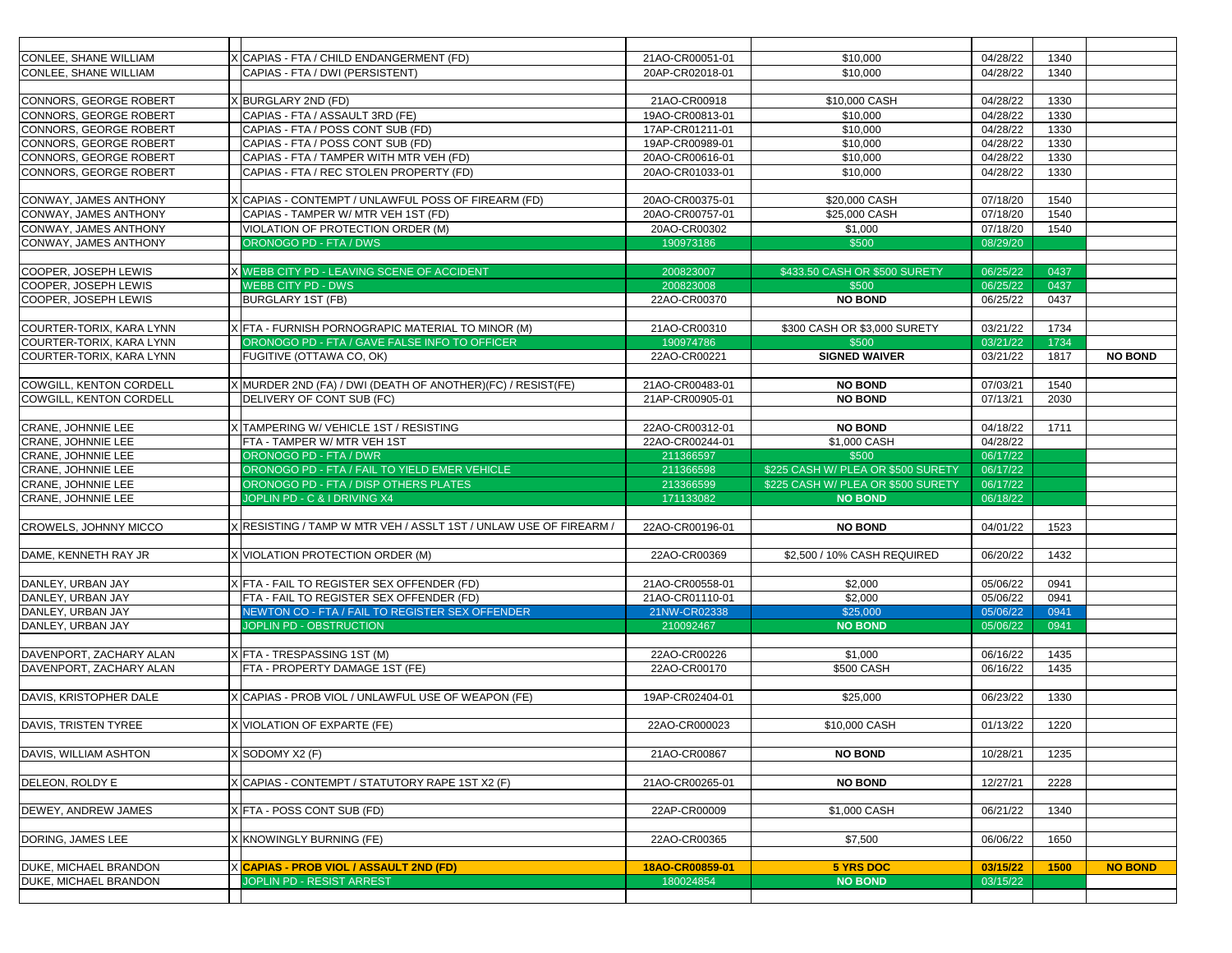| | | | | | | | |
|---|---|---|---|---|---|---|---|
| CONLEE, SHANE WILLIAM | X | CAPIAS - FTA / CHILD ENDANGERMENT (FD) | 21AO-CR00051-01 | $10,000 | 04/28/22 | 1340 | |
| CONLEE, SHANE WILLIAM | | CAPIAS - FTA / DWI (PERSISTENT) | 20AP-CR02018-01 | $10,000 | 04/28/22 | 1340 | |
| | | | | | | | |
| CONNORS, GEORGE ROBERT | X | BURGLARY 2ND (FD) | 21AO-CR00918 | $10,000 CASH | 04/28/22 | 1330 | |
| CONNORS, GEORGE ROBERT | | CAPIAS - FTA / ASSAULT 3RD (FE) | 19AO-CR00813-01 | $10,000 | 04/28/22 | 1330 | |
| CONNORS, GEORGE ROBERT | | CAPIAS - FTA / POSS CONT SUB (FD) | 17AP-CR01211-01 | $10,000 | 04/28/22 | 1330 | |
| CONNORS, GEORGE ROBERT | | CAPIAS - FTA / POSS CONT SUB (FD) | 19AP-CR00989-01 | $10,000 | 04/28/22 | 1330 | |
| CONNORS, GEORGE ROBERT | | CAPIAS - FTA / TAMPER WITH MTR VEH (FD) | 20AO-CR00616-01 | $10,000 | 04/28/22 | 1330 | |
| CONNORS, GEORGE ROBERT | | CAPIAS - FTA / REC STOLEN PROPERTY (FD) | 20AO-CR01033-01 | $10,000 | 04/28/22 | 1330 | |
| | | | | | | | |
| CONWAY, JAMES ANTHONY | X | CAPIAS - CONTEMPT / UNLAWFUL POSS OF FIREARM (FD) | 20AO-CR00375-01 | $20,000 CASH | 07/18/20 | 1540 | |
| CONWAY, JAMES ANTHONY | | CAPIAS - TAMPER W/ MTR VEH 1ST (FD) | 20AO-CR00757-01 | $25,000 CASH | 07/18/20 | 1540 | |
| CONWAY, JAMES ANTHONY | | VIOLATION OF PROTECTION ORDER (M) | 20AO-CR00302 | $1,000 | 07/18/20 | 1540 | |
| CONWAY, JAMES ANTHONY | | ORONOGO PD - FTA / DWS | 190973186 | $500 | 08/29/20 | | |
| | | | | | | | |
| COOPER, JOSEPH LEWIS | X | WEBB CITY PD - LEAVING SCENE OF ACCIDENT | 200823007 | $433.50 CASH OR $500 SURETY | 06/25/22 | 0437 | |
| COOPER, JOSEPH LEWIS | | WEBB CITY PD - DWS | 200823008 | $500 | 06/25/22 | 0437 | |
| COOPER, JOSEPH LEWIS | | BURGLARY 1ST (FB) | 22AO-CR00370 | **NO BOND** | 06/25/22 | 0437 | |
| | | | | | | | |
| COURTER-TORIX, KARA LYNN | X | FTA - FURNISH PORNOGRAPIC MATERIAL TO MINOR (M) | 21AO-CR00310 | $300 CASH OR $3,000 SURETY | 03/21/22 | 1734 | |
| COURTER-TORIX, KARA LYNN | | ORONOGO PD - FTA / GAVE FALSE INFO TO OFFICER | 190974786 | $500 | 03/21/22 | 1734 | |
| COURTER-TORIX, KARA LYNN | | FUGITIVE (OTTAWA CO, OK) | 22AO-CR00221 | **SIGNED WAIVER** | 03/21/22 | 1817 | **NO BOND** |
| | | | | | | | |
| COWGILL, KENTON CORDELL | X | MURDER 2ND (FA) / DWI (DEATH OF ANOTHER)(FC) / RESIST(FE) | 21AO-CR00483-01 | **NO BOND** | 07/03/21 | 1540 | |
| COWGILL, KENTON CORDELL | | DELIVERY OF CONT SUB (FC) | 21AP-CR00905-01 | **NO BOND** | 07/13/21 | 2030 | |
| | | | | | | | |
| CRANE, JOHNNIE LEE | X | TAMPERING W/ VEHICLE 1ST / RESISTING | 22AO-CR00312-01 | **NO BOND** | 04/18/22 | 1711 | |
| CRANE, JOHNNIE LEE | | FTA - TAMPER W/ MTR VEH 1ST | 22AO-CR00244-01 | $1,000 CASH | 04/28/22 | | |
| CRANE, JOHNNIE LEE | | ORONOGO PD - FTA / DWR | 211366597 | $500 | 06/17/22 | | |
| CRANE, JOHNNIE LEE | | ORONOGO PD - FTA / FAIL TO YIELD EMER VEHICLE | 211366598 | $225 CASH W/ PLEA OR $500 SURETY | 06/17/22 | | |
| CRANE, JOHNNIE LEE | | ORONOGO PD - FTA / DISP OTHERS PLATES | 213366599 | $225 CASH W/ PLEA OR $500 SURETY | 06/17/22 | | |
| CRANE, JOHNNIE LEE | | JOPLIN PD - C & I DRIVING X4 | 171133082 | **NO BOND** | 06/18/22 | | |
| | | | | | | | |
| CROWELS, JOHNNY MICCO | X | RESISTING / TAMP W MTR VEH / ASSLT 1ST / UNLAW USE OF FIREARM / | 22AO-CR00196-01 | **NO BOND** | 04/01/22 | 1523 | |
| | | | | | | | |
| DAME, KENNETH RAY JR | X | VIOLATION PROTECTION ORDER (M) | 22AO-CR00369 | $2,500 / 10% CASH REQUIRED | 06/20/22 | 1432 | |
| | | | | | | | |
| DANLEY, URBAN JAY | X | FTA - FAIL TO REGISTER SEX OFFENDER (FD) | 21AO-CR00558-01 | $2,000 | 05/06/22 | 0941 | |
| DANLEY, URBAN JAY | | FTA - FAIL TO REGISTER SEX OFFENDER (FD) | 21AO-CR01110-01 | $2,000 | 05/06/22 | 0941 | |
| DANLEY, URBAN JAY | | NEWTON CO - FTA / FAIL TO REGISTER SEX OFFENDER | 21NW-CR02338 | $25,000 | 05/06/22 | 0941 | |
| DANLEY, URBAN JAY | | JOPLIN PD - OBSTRUCTION | 210092467 | **NO BOND** | 05/06/22 | 0941 | |
| | | | | | | | |
| DAVENPORT, ZACHARY ALAN | X | FTA - TRESPASSING 1ST (M) | 22AO-CR00226 | $1,000 | 06/16/22 | 1435 | |
| DAVENPORT, ZACHARY ALAN | | FTA - PROPERTY DAMAGE 1ST (FE) | 22AO-CR00170 | $500 CASH | 06/16/22 | 1435 | |
| | | | | | | | |
| DAVIS, KRISTOPHER DALE | X | CAPIAS - PROB VIOL / UNLAWFUL USE OF WEAPON (FE) | 19AP-CR02404-01 | $25,000 | 06/23/22 | 1330 | |
| | | | | | | | |
| DAVIS, TRISTEN TYREE | X | VIOLATION OF EXPARTE (FE) | 22AO-CR000023 | $10,000 CASH | 01/13/22 | 1220 | |
| | | | | | | | |
| DAVIS, WILLIAM ASHTON | X | SODOMY X2 (F) | 21AO-CR00867 | **NO BOND** | 10/28/21 | 1235 | |
| | | | | | | | |
| DELEON, ROLDY E | X | CAPIAS - CONTEMPT / STATUTORY RAPE 1ST X2 (F) | 21AO-CR00265-01 | **NO BOND** | 12/27/21 | 2228 | |
| | | | | | | | |
| DEWEY, ANDREW JAMES | X | FTA - POSS CONT SUB (FD) | 22AP-CR00009 | $1,000 CASH | 06/21/22 | 1340 | |
| | | | | | | | |
| DORING, JAMES LEE | X | KNOWINGLY BURNING (FE) | 22AO-CR00365 | $7,500 | 06/06/22 | 1650 | |
| | | | | | | | |
| DUKE, MICHAEL BRANDON | X | **CAPIAS - PROB VIOL / ASSAULT 2ND (FD)** | **18AO-CR00859-01** | **5 YRS DOC** | **03/15/22** | **1500** | **NO BOND** |
| DUKE, MICHAEL BRANDON | | JOPLIN PD - RESIST ARREST | 180024854 | **NO BOND** | 03/15/22 | | |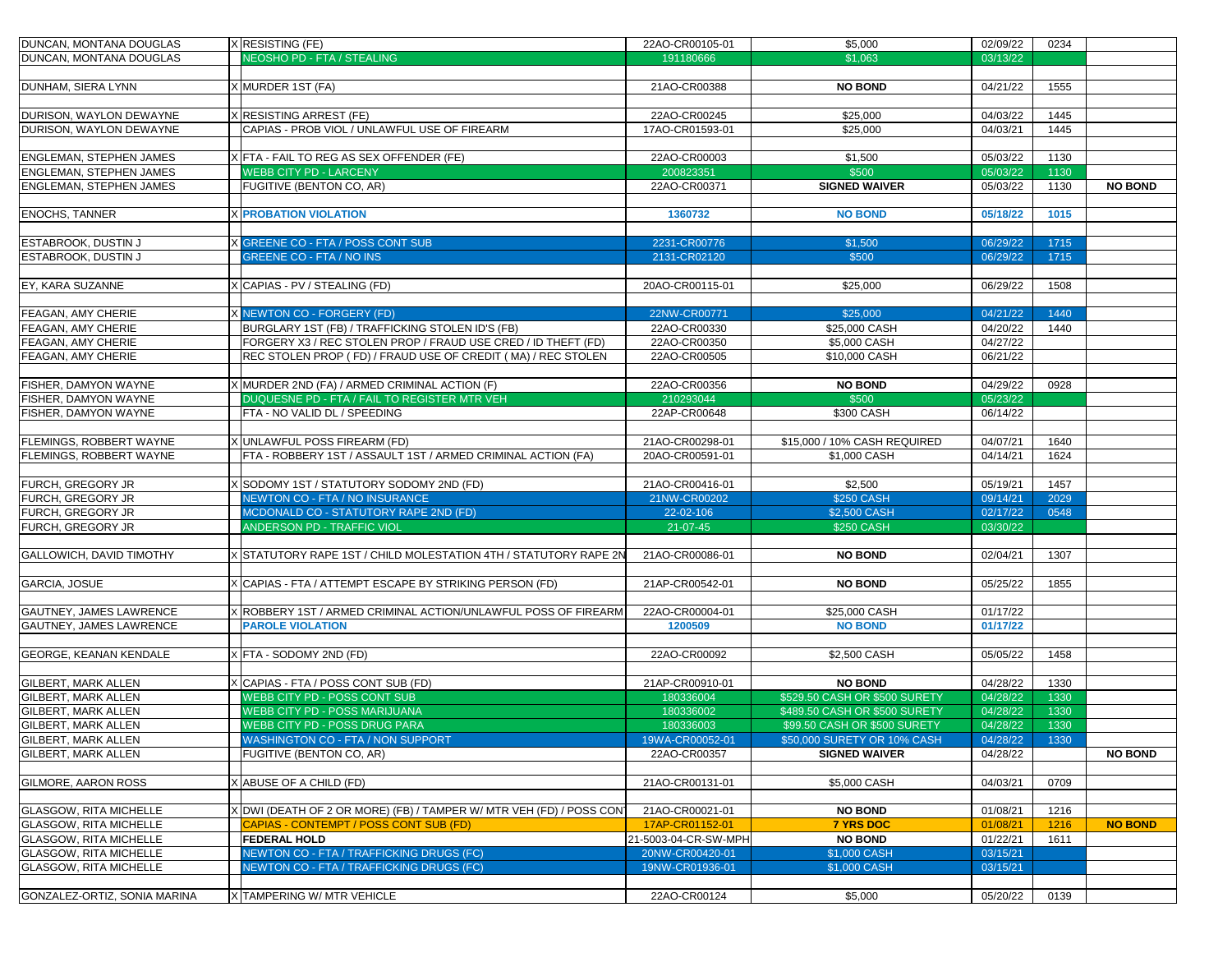| | | | | | | | |
|---|---|---|---|---|---|---|---|
| DUNCAN, MONTANA DOUGLAS | X | RESISTING (FE) | 22AO-CR00105-01 | $5,000 | 02/09/22 | 0234 | |
| DUNCAN, MONTANA DOUGLAS | | NEOSHO PD - FTA / STEALING | 191180666 | $1,063 | 03/13/22 | | |
| | | | | | | | |
| DUNHAM, SIERA LYNN | X | MURDER 1ST (FA) | 21AO-CR00388 | **NO BOND** | 04/21/22 | 1555 | |
| | | | | | | | |
| DURISON, WAYLON DEWAYNE | X | RESISTING ARREST (FE) | 22AO-CR00245 | $25,000 | 04/03/22 | 1445 | |
| DURISON, WAYLON DEWAYNE | | CAPIAS - PROB VIOL / UNLAWFUL USE OF FIREARM | 17AO-CR01593-01 | $25,000 | 04/03/21 | 1445 | |
| | | | | | | | |
| ENGLEMAN, STEPHEN JAMES | X | FTA - FAIL TO REG AS SEX OFFENDER (FE) | 22AO-CR00003 | $1,500 | 05/03/22 | 1130 | |
| ENGLEMAN, STEPHEN JAMES | | WEBB CITY PD - LARCENY | 200823351 | $500 | 05/03/22 | 1130 | |
| ENGLEMAN, STEPHEN JAMES | | FUGITIVE (BENTON CO, AR) | 22AO-CR00371 | **SIGNED WAIVER** | 05/03/22 | 1130 | **NO BOND** |
| | | | | | | | |
| ENOCHS, TANNER | X | **PROBATION VIOLATION** | **1360732** | **NO BOND** | **05/18/22** | **1015** | |
| | | | | | | | |
| ESTABROOK, DUSTIN J | X | GREENE CO - FTA / POSS CONT SUB | 2231-CR00776 | $1,500 | 06/29/22 | 1715 | |
| ESTABROOK, DUSTIN J | | GREENE CO - FTA / NO INS | 2131-CR02120 | $500 | 06/29/22 | 1715 | |
| | | | | | | | |
| EY, KARA SUZANNE | X | CAPIAS - PV / STEALING (FD) | 20AO-CR00115-01 | $25,000 | 06/29/22 | 1508 | |
| | | | | | | | |
| FEAGAN, AMY CHERIE | X | NEWTON CO - FORGERY (FD) | 22NW-CR00771 | $25,000 | 04/21/22 | 1440 | |
| FEAGAN, AMY CHERIE | | BURGLARY 1ST (FB) / TRAFFICKING STOLEN ID'S (FB) | 22AO-CR00330 | $25,000 CASH | 04/20/22 | 1440 | |
| FEAGAN, AMY CHERIE | | FORGERY X3 / REC STOLEN PROP / FRAUD USE CRED / ID THEFT (FD) | 22AO-CR00350 | $5,000 CASH | 04/27/22 | | |
| FEAGAN, AMY CHERIE | | REC STOLEN PROP ( FD) / FRAUD USE OF CREDIT ( MA) / REC STOLEN | 22AO-CR00505 | $10,000 CASH | 06/21/22 | | |
| | | | | | | | |
| FISHER, DAMYON WAYNE | X | MURDER 2ND (FA) / ARMED CRIMINAL ACTION (F) | 22AO-CR00356 | **NO BOND** | 04/29/22 | 0928 | |
| FISHER, DAMYON WAYNE | | DUQUESNE PD - FTA / FAIL TO REGISTER MTR VEH | 210293044 | $500 | 05/23/22 | | |
| FISHER, DAMYON WAYNE | | FTA - NO VALID DL / SPEEDING | 22AP-CR00648 | $300 CASH | 06/14/22 | | |
| | | | | | | | |
| FLEMINGS, ROBBERT WAYNE | X | UNLAWFUL POSS FIREARM (FD) | 21AO-CR00298-01 | $15,000 / 10% CASH REQUIRED | 04/07/21 | 1640 | |
| FLEMINGS, ROBBERT WAYNE | | FTA - ROBBERY 1ST / ASSAULT 1ST / ARMED CRIMINAL ACTION (FA) | 20AO-CR00591-01 | $1,000 CASH | 04/14/21 | 1624 | |
| | | | | | | | |
| FURCH, GREGORY JR | X | SODOMY 1ST / STATUTORY SODOMY 2ND (FD) | 21AO-CR00416-01 | $2,500 | 05/19/21 | 1457 | |
| FURCH, GREGORY JR | | NEWTON CO - FTA / NO INSURANCE | 21NW-CR00202 | $250 CASH | 09/14/21 | 2029 | |
| FURCH, GREGORY JR | | MCDONALD CO - STATUTORY RAPE 2ND (FD) | 22-02-106 | $2,500 CASH | 02/17/22 | 0548 | |
| FURCH, GREGORY JR | | ANDERSON PD - TRAFFIC VIOL | 21-07-45 | $250 CASH | 03/30/22 | | |
| | | | | | | | |
| GALLOWICH, DAVID TIMOTHY | X | STATUTORY RAPE 1ST / CHILD MOLESTATION 4TH / STATUTORY RAPE 2N | 21AO-CR00086-01 | **NO BOND** | 02/04/21 | 1307 | |
| | | | | | | | |
| GARCIA, JOSUE | X | CAPIAS - FTA / ATTEMPT ESCAPE BY STRIKING PERSON (FD) | 21AP-CR00542-01 | **NO BOND** | 05/25/22 | 1855 | |
| | | | | | | | |
| GAUTNEY, JAMES LAWRENCE | X | ROBBERY 1ST / ARMED CRIMINAL ACTION/UNLAWFUL POSS OF FIREARM | 22AO-CR00004-01 | $25,000 CASH | 01/17/22 | | |
| GAUTNEY, JAMES LAWRENCE | | **PAROLE VIOLATION** | **1200509** | **NO BOND** | **01/17/22** | | |
| | | | | | | | |
| GEORGE, KEANAN KENDALE | X | FTA - SODOMY 2ND (FD) | 22AO-CR00092 | $2,500 CASH | 05/05/22 | 1458 | |
| | | | | | | | |
| GILBERT, MARK ALLEN | X | CAPIAS - FTA / POSS CONT SUB (FD) | 21AP-CR00910-01 | **NO BOND** | 04/28/22 | 1330 | |
| GILBERT, MARK ALLEN | | WEBB CITY PD - POSS CONT SUB | 180336004 | $529.50 CASH OR $500 SURETY | 04/28/22 | 1330 | |
| GILBERT, MARK ALLEN | | WEBB CITY PD - POSS MARIJUANA | 180336002 | $489.50 CASH OR $500 SURETY | 04/28/22 | 1330 | |
| GILBERT, MARK ALLEN | | WEBB CITY PD - POSS DRUG PARA | 180336003 | $99.50 CASH OR $500 SURETY | 04/28/22 | 1330 | |
| GILBERT, MARK ALLEN | | WASHINGTON CO - FTA / NON SUPPORT | 19WA-CR00052-01 | $50,000 SURETY OR 10% CASH | 04/28/22 | 1330 | |
| GILBERT, MARK ALLEN | | FUGITIVE (BENTON CO, AR) | 22AO-CR00357 | **SIGNED WAIVER** | 04/28/22 | | **NO BOND** |
| | | | | | | | |
| GILMORE, AARON ROSS | X | ABUSE OF A CHILD (FD) | 21AO-CR00131-01 | $5,000 CASH | 04/03/21 | 0709 | |
| | | | | | | | |
| GLASGOW, RITA MICHELLE | X | DWI (DEATH OF 2 OR MORE) (FB) / TAMPER W/ MTR VEH (FD) / POSS CON | 21AO-CR00021-01 | **NO BOND** | 01/08/21 | 1216 | |
| GLASGOW, RITA MICHELLE | | CAPIAS - CONTEMPT / POSS CONT SUB (FD) | 17AP-CR01152-01 | **7 YRS DOC** | 01/08/21 | 1216 | **NO BOND** |
| GLASGOW, RITA MICHELLE | | **FEDERAL HOLD** | 21-5003-04-CR-SW-MPH | **NO BOND** | 01/22/21 | 1611 | |
| GLASGOW, RITA MICHELLE | | NEWTON CO - FTA / TRAFFICKING DRUGS (FC) | 20NW-CR00420-01 | $1,000 CASH | 03/15/21 | | |
| GLASGOW, RITA MICHELLE | | NEWTON CO - FTA / TRAFFICKING DRUGS (FC) | 19NW-CR01936-01 | $1,000 CASH | 03/15/21 | | |
| | | | | | | | |
| GONZALEZ-ORTIZ, SONIA MARINA | X | TAMPERING W/ MTR VEHICLE | 22AO-CR00124 | $5,000 | 05/20/22 | 0139 | |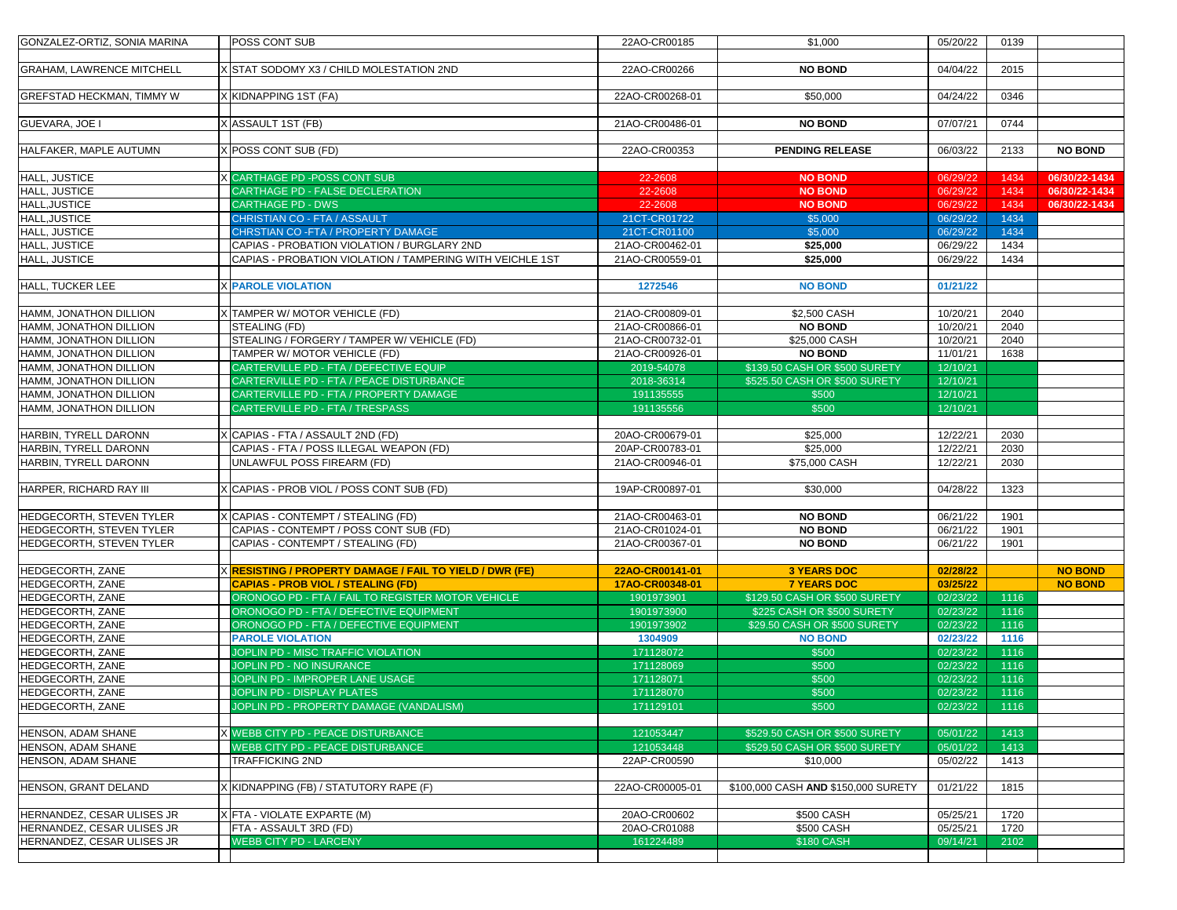| | | | | | | | |
|---|---|---|---|---|---|---|---|
| GONZALEZ-ORTIZ, SONIA MARINA | | POSS CONT SUB | 22AO-CR00185 | $1,000 | 05/20/22 | 0139 | |
| | | | | | | | |
| GRAHAM, LAWRENCE MITCHELL | X | STAT SODOMY X3 / CHILD MOLESTATION 2ND | 22AO-CR00266 | **NO BOND** | 04/04/22 | 2015 | |
| | | | | | | | |
| GREFSTAD HECKMAN, TIMMY W | X | KIDNAPPING 1ST (FA) | 22AO-CR00268-01 | $50,000 | 04/24/22 | 0346 | |
| | | | | | | | |
| GUEVARA, JOE I | X | ASSAULT 1ST (FB) | 21AO-CR00486-01 | **NO BOND** | 07/07/21 | 0744 | |
| | | | | | | | |
| HALFAKER, MAPLE AUTUMN | X | POSS CONT SUB (FD) | 22AO-CR00353 | **PENDING RELEASE** | 06/03/22 | 2133 | **NO BOND** |
| | | | | | | | |
| HALL, JUSTICE | X | CARTHAGE PD -POSS CONT SUB | 22-2608 | **NO BOND** | 06/29/22 | 1434 | **06/30/22-1434** |
| HALL, JUSTICE | | CARTHAGE PD - FALSE DECLERATION | 22-2608 | **NO BOND** | 06/29/22 | 1434 | **06/30/22-1434** |
| HALL,JUSTICE | | CARTHAGE PD - DWS | 22-2608 | **NO BOND** | 06/29/22 | 1434 | **06/30/22-1434** |
| HALL,JUSTICE | | CHRISTIAN CO - FTA / ASSAULT | 21CT-CR01722 | $5,000 | 06/29/22 | 1434 | |
| HALL, JUSTICE | | CHRSTIAN CO -FTA / PROPERTY DAMAGE | 21CT-CR01100 | $5,000 | 06/29/22 | 1434 | |
| HALL, JUSTICE | | CAPIAS - PROBATION VIOLATION / BURGLARY 2ND | 21AO-CR00462-01 | **$25,000** | 06/29/22 | 1434 | |
| HALL, JUSTICE | | CAPIAS - PROBATION VIOLATION / TAMPERING WITH VEICHLE 1ST | 21AO-CR00559-01 | **$25,000** | 06/29/22 | 1434 | |
| | | | | | | | |
| HALL, TUCKER LEE | X | **PAROLE VIOLATION** | **1272546** | **NO BOND** | **01/21/22** | | |
| | | | | | | | |
| HAMM, JONATHON DILLION | X | TAMPER W/ MOTOR VEHICLE (FD) | 21AO-CR00809-01 | $2,500 CASH | 10/20/21 | 2040 | |
| HAMM, JONATHON DILLION | | STEALING (FD) | 21AO-CR00866-01 | **NO BOND** | 10/20/21 | 2040 | |
| HAMM, JONATHON DILLION | | STEALING / FORGERY / TAMPER W/ VEHICLE (FD) | 21AO-CR00732-01 | $25,000 CASH | 10/20/21 | 2040 | |
| HAMM, JONATHON DILLION | | TAMPER W/ MOTOR VEHICLE (FD) | 21AO-CR00926-01 | **NO BOND** | 11/01/21 | 1638 | |
| HAMM, JONATHON DILLION | | CARTERVILLE PD - FTA / DEFECTIVE EQUIP | 2019-54078 | $139.50 CASH OR $500 SURETY | 12/10/21 | | |
| HAMM, JONATHON DILLION | | CARTERVILLE PD - FTA / PEACE DISTURBANCE | 2018-36314 | $525.50 CASH OR $500 SURETY | 12/10/21 | | |
| HAMM, JONATHON DILLION | | CARTERVILLE PD - FTA / PROPERTY DAMAGE | 191135555 | $500 | 12/10/21 | | |
| HAMM, JONATHON DILLION | | CARTERVILLE PD - FTA / TRESPASS | 191135556 | $500 | 12/10/21 | | |
| | | | | | | | |
| HARBIN, TYRELL DARONN | X | CAPIAS - FTA / ASSAULT 2ND (FD) | 20AO-CR00679-01 | $25,000 | 12/22/21 | 2030 | |
| HARBIN, TYRELL DARONN | | CAPIAS - FTA / POSS ILLEGAL WEAPON (FD) | 20AP-CR00783-01 | $25,000 | 12/22/21 | 2030 | |
| HARBIN, TYRELL DARONN | | UNLAWFUL POSS FIREARM (FD) | 21AO-CR00946-01 | $75,000 CASH | 12/22/21 | 2030 | |
| | | | | | | | |
| HARPER, RICHARD RAY III | X | CAPIAS - PROB VIOL / POSS CONT SUB (FD) | 19AP-CR00897-01 | $30,000 | 04/28/22 | 1323 | |
| | | | | | | | |
| HEDGECORTH, STEVEN TYLER | X | CAPIAS - CONTEMPT / STEALING (FD) | 21AO-CR00463-01 | **NO BOND** | 06/21/22 | 1901 | |
| HEDGECORTH, STEVEN TYLER | | CAPIAS - CONTEMPT / POSS CONT SUB (FD) | 21AO-CR01024-01 | **NO BOND** | 06/21/22 | 1901 | |
| HEDGECORTH, STEVEN TYLER | | CAPIAS - CONTEMPT / STEALING (FD) | 21AO-CR00367-01 | **NO BOND** | 06/21/22 | 1901 | |
| | | | | | | | |
| HEDGECORTH, ZANE | X | **RESISTING / PROPERTY DAMAGE / FAIL TO YIELD / DWR (FE)** | **22AO-CR00141-01** | **3 YEARS DOC** | **02/28/22** | | **NO BOND** |
| HEDGECORTH, ZANE | | **CAPIAS - PROB VIOL / STEALING (FD)** | **17AO-CR00348-01** | **7 YEARS DOC** | **03/25/22** | | **NO BOND** |
| HEDGECORTH, ZANE | | ORONOGO PD - FTA / FAIL TO REGISTER MOTOR VEHICLE | 1901973901 | $129.50 CASH OR $500 SURETY | 02/23/22 | 1116 | |
| HEDGECORTH, ZANE | | ORONOGO PD - FTA / DEFECTIVE EQUIPMENT | 1901973900 | $225 CASH OR $500 SURETY | 02/23/22 | 1116 | |
| HEDGECORTH, ZANE | | ORONOGO PD - FTA / DEFECTIVE EQUIPMENT | 1901973902 | $29.50 CASH OR $500 SURETY | 02/23/22 | 1116 | |
| HEDGECORTH, ZANE | | **PAROLE VIOLATION** | **1304909** | **NO BOND** | **02/23/22** | **1116** | |
| HEDGECORTH, ZANE | | JOPLIN PD - MISC TRAFFIC VIOLATION | 171128072 | $500 | 02/23/22 | 1116 | |
| HEDGECORTH, ZANE | | JOPLIN PD - NO INSURANCE | 171128069 | $500 | 02/23/22 | 1116 | |
| HEDGECORTH, ZANE | | JOPLIN PD - IMPROPER LANE USAGE | 171128071 | $500 | 02/23/22 | 1116 | |
| HEDGECORTH, ZANE | | JOPLIN PD - DISPLAY PLATES | 171128070 | $500 | 02/23/22 | 1116 | |
| HEDGECORTH, ZANE | | JOPLIN PD - PROPERTY DAMAGE (VANDALISM) | 171129101 | $500 | 02/23/22 | 1116 | |
| | | | | | | | |
| HENSON, ADAM SHANE | X | WEBB CITY PD - PEACE DISTURBANCE | 121053447 | $529.50 CASH OR $500 SURETY | 05/01/22 | 1413 | |
| HENSON, ADAM SHANE | | WEBB CITY PD - PEACE DISTURBANCE | 121053448 | $529.50 CASH OR $500 SURETY | 05/01/22 | 1413 | |
| HENSON, ADAM SHANE | | TRAFFICKING 2ND | 22AP-CR00590 | $10,000 | 05/02/22 | 1413 | |
| | | | | | | | |
| HENSON, GRANT DELAND | X | KIDNAPPING (FB) / STATUTORY RAPE (F) | 22AO-CR00005-01 | $100,000 CASH **AND** $150,000 SURETY | 01/21/22 | 1815 | |
| | | | | | | | |
| HERNANDEZ, CESAR ULISES JR | X | FTA - VIOLATE EXPARTE (M) | 20AO-CR00602 | $500 CASH | 05/25/21 | 1720 | |
| HERNANDEZ, CESAR ULISES JR | | FTA - ASSAULT 3RD (FD) | 20AO-CR01088 | $500 CASH | 05/25/21 | 1720 | |
| HERNANDEZ, CESAR ULISES JR | | WEBB CITY PD - LARCENY | 161224489 | $180 CASH | 09/14/21 | 2102 | |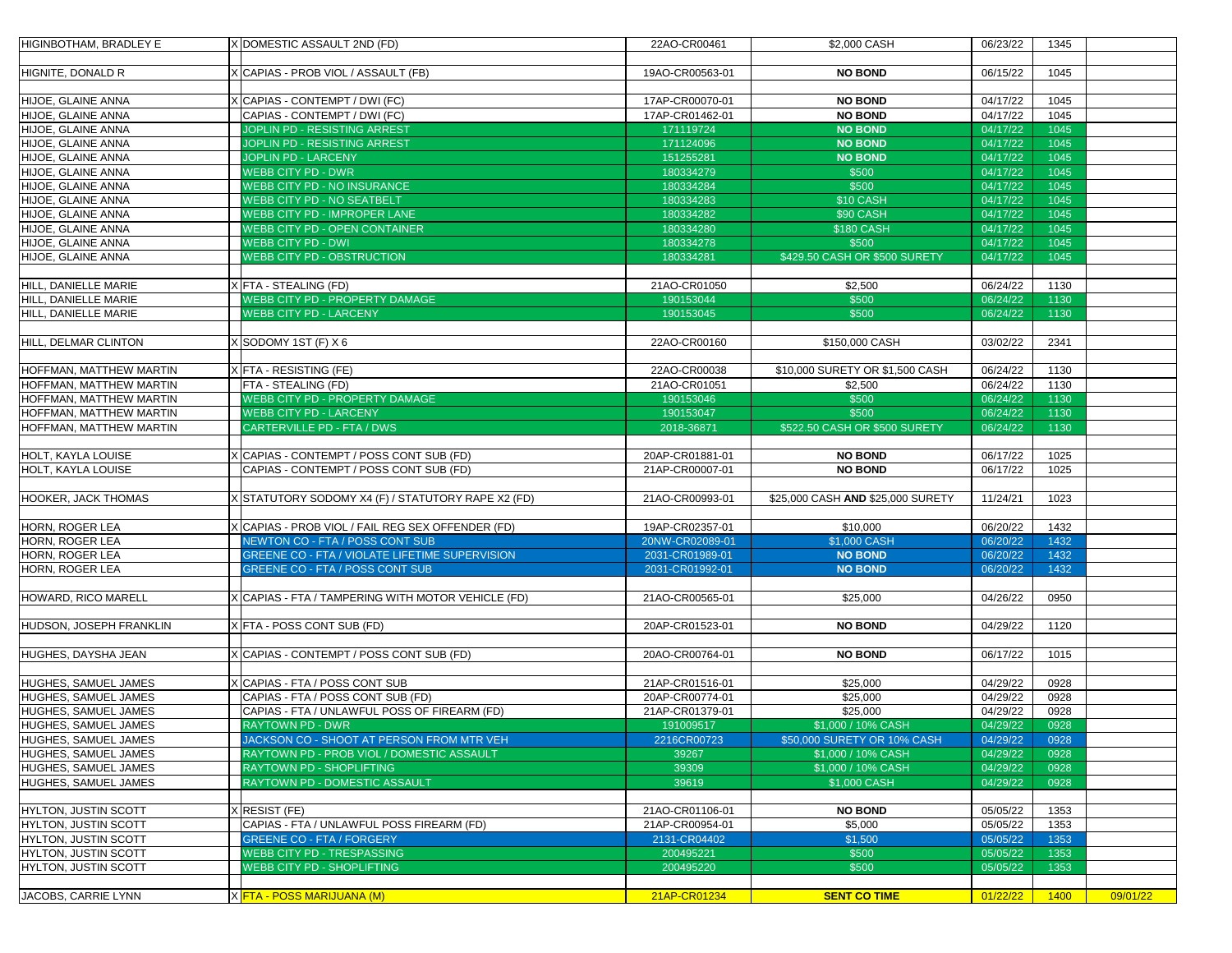| | | | | | | | |
|---|---|---|---|---|---|---|---|
| HIGINBOTHAM, BRADLEY E | X | DOMESTIC ASSAULT 2ND (FD) | 22AO-CR00461 | $2,000 CASH | 06/23/22 | 1345 | |
| | | | | | | | |
| HIGNITE, DONALD R | X | CAPIAS - PROB VIOL / ASSAULT (FB) | 19AO-CR00563-01 | **NO BOND** | 06/15/22 | 1045 | |
| | | | | | | | |
| HIJOE, GLAINE ANNA | X | CAPIAS - CONTEMPT / DWI (FC) | 17AP-CR00070-01 | **NO BOND** | 04/17/22 | 1045 | |
| HIJOE, GLAINE ANNA | | CAPIAS - CONTEMPT / DWI (FC) | 17AP-CR01462-01 | **NO BOND** | 04/17/22 | 1045 | |
| HIJOE, GLAINE ANNA | | JOPLIN PD - RESISTING ARREST | 171119724 | **NO BOND** | 04/17/22 | 1045 | |
| HIJOE, GLAINE ANNA | | JOPLIN PD - RESISTING ARREST | 171124096 | **NO BOND** | 04/17/22 | 1045 | |
| HIJOE, GLAINE ANNA | | JOPLIN PD - LARCENY | 151255281 | **NO BOND** | 04/17/22 | 1045 | |
| HIJOE, GLAINE ANNA | | WEBB CITY PD - DWR | 180334279 | $500 | 04/17/22 | 1045 | |
| HIJOE, GLAINE ANNA | | WEBB CITY PD - NO INSURANCE | 180334284 | $500 | 04/17/22 | 1045 | |
| HIJOE, GLAINE ANNA | | WEBB CITY PD - NO SEATBELT | 180334283 | $10 CASH | 04/17/22 | 1045 | |
| HIJOE, GLAINE ANNA | | WEBB CITY PD - IMPROPER LANE | 180334282 | $90 CASH | 04/17/22 | 1045 | |
| HIJOE, GLAINE ANNA | | WEBB CITY PD - OPEN CONTAINER | 180334280 | $180 CASH | 04/17/22 | 1045 | |
| HIJOE, GLAINE ANNA | | WEBB CITY PD - DWI | 180334278 | $500 | 04/17/22 | 1045 | |
| HIJOE, GLAINE ANNA | | WEBB CITY PD - OBSTRUCTION | 180334281 | $429.50 CASH OR $500 SURETY | 04/17/22 | 1045 | |
| | | | | | | | |
| HILL, DANIELLE MARIE | X | FTA - STEALING (FD) | 21AO-CR01050 | $2,500 | 06/24/22 | 1130 | |
| HILL, DANIELLE MARIE | | WEBB CITY PD - PROPERTY DAMAGE | 190153044 | $500 | 06/24/22 | 1130 | |
| HILL, DANIELLE MARIE | | WEBB CITY PD - LARCENY | 190153045 | $500 | 06/24/22 | 1130 | |
| | | | | | | | |
| HILL, DELMAR CLINTON | X | SODOMY 1ST (F) X 6 | 22AO-CR00160 | $150,000 CASH | 03/02/22 | 2341 | |
| | | | | | | | |
| HOFFMAN, MATTHEW MARTIN | X | FTA - RESISTING (FE) | 22AO-CR00038 | $10,000 SURETY OR $1,500 CASH | 06/24/22 | 1130 | |
| HOFFMAN, MATTHEW MARTIN | | FTA - STEALING (FD) | 21AO-CR01051 | $2,500 | 06/24/22 | 1130 | |
| HOFFMAN, MATTHEW MARTIN | | WEBB CITY PD - PROPERTY DAMAGE | 190153046 | $500 | 06/24/22 | 1130 | |
| HOFFMAN, MATTHEW MARTIN | | WEBB CITY PD - LARCENY | 190153047 | $500 | 06/24/22 | 1130 | |
| HOFFMAN, MATTHEW MARTIN | | CARTERVILLE PD - FTA / DWS | 2018-36871 | $522.50 CASH OR $500 SURETY | 06/24/22 | 1130 | |
| | | | | | | | |
| HOLT, KAYLA LOUISE | X | CAPIAS - CONTEMPT / POSS CONT SUB (FD) | 20AP-CR01881-01 | **NO BOND** | 06/17/22 | 1025 | |
| HOLT, KAYLA LOUISE | | CAPIAS - CONTEMPT / POSS CONT SUB (FD) | 21AP-CR00007-01 | **NO BOND** | 06/17/22 | 1025 | |
| | | | | | | | |
| HOOKER, JACK THOMAS | X | STATUTORY SODOMY X4 (F) / STATUTORY RAPE X2 (FD) | 21AO-CR00993-01 | $25,000 CASH **AND** $25,000 SURETY | 11/24/21 | 1023 | |
| | | | | | | | |
| HORN, ROGER LEA | X | CAPIAS - PROB VIOL / FAIL REG SEX OFFENDER (FD) | 19AP-CR02357-01 | $10,000 | 06/20/22 | 1432 | |
| HORN, ROGER LEA | | NEWTON CO - FTA / POSS CONT SUB | 20NW-CR02089-01 | $1,000 CASH | 06/20/22 | 1432 | |
| HORN, ROGER LEA | | GREENE CO - FTA / VIOLATE LIFETIME SUPERVISION | 2031-CR01989-01 | **NO BOND** | 06/20/22 | 1432 | |
| HORN, ROGER LEA | | GREENE CO - FTA / POSS CONT SUB | 2031-CR01992-01 | **NO BOND** | 06/20/22 | 1432 | |
| | | | | | | | |
| HOWARD, RICO MARELL | X | CAPIAS - FTA / TAMPERING WITH MOTOR VEHICLE (FD) | 21AO-CR00565-01 | $25,000 | 04/26/22 | 0950 | |
| | | | | | | | |
| HUDSON, JOSEPH FRANKLIN | X | FTA - POSS CONT SUB (FD) | 20AP-CR01523-01 | **NO BOND** | 04/29/22 | 1120 | |
| | | | | | | | |
| HUGHES, DAYSHA JEAN | X | CAPIAS - CONTEMPT / POSS CONT SUB (FD) | 20AO-CR00764-01 | **NO BOND** | 06/17/22 | 1015 | |
| | | | | | | | |
| HUGHES, SAMUEL JAMES | X | CAPIAS - FTA / POSS CONT SUB | 21AP-CR01516-01 | $25,000 | 04/29/22 | 0928 | |
| HUGHES, SAMUEL JAMES | | CAPIAS - FTA / POSS CONT SUB (FD) | 20AP-CR00774-01 | $25,000 | 04/29/22 | 0928 | |
| HUGHES, SAMUEL JAMES | | CAPIAS - FTA / UNLAWFUL POSS OF FIREARM (FD) | 21AP-CR01379-01 | $25,000 | 04/29/22 | 0928 | |
| HUGHES, SAMUEL JAMES | | RAYTOWN PD - DWR | 191009517 | $1,000 / 10% CASH | 04/29/22 | 0928 | |
| HUGHES, SAMUEL JAMES | | JACKSON CO - SHOOT AT PERSON FROM MTR VEH | 2216CR00723 | $50,000 SURETY OR 10% CASH | 04/29/22 | 0928 | |
| HUGHES, SAMUEL JAMES | | RAYTOWN PD - PROB VIOL / DOMESTIC ASSAULT | 39267 | $1,000 / 10% CASH | 04/29/22 | 0928 | |
| HUGHES, SAMUEL JAMES | | RAYTOWN PD - SHOPLIFTING | 39309 | $1,000 / 10% CASH | 04/29/22 | 0928 | |
| HUGHES, SAMUEL JAMES | | RAYTOWN PD - DOMESTIC ASSAULT | 39619 | $1,000 CASH | 04/29/22 | 0928 | |
| | | | | | | | |
| HYLTON, JUSTIN SCOTT | X | RESIST (FE) | 21AO-CR01106-01 | **NO BOND** | 05/05/22 | 1353 | |
| HYLTON, JUSTIN SCOTT | | CAPIAS - FTA / UNLAWFUL POSS FIREARM (FD) | 21AP-CR00954-01 | $5,000 | 05/05/22 | 1353 | |
| HYLTON, JUSTIN SCOTT | | GREENE CO - FTA / FORGERY | 2131-CR04402 | $1,500 | 05/05/22 | 1353 | |
| HYLTON, JUSTIN SCOTT | | WEBB CITY PD - TRESPASSING | 200495221 | $500 | 05/05/22 | 1353 | |
| HYLTON, JUSTIN SCOTT | | WEBB CITY PD - SHOPLIFTING | 200495220 | $500 | 05/05/22 | 1353 | |
| | | | | | | | |
| JACOBS, CARRIE LYNN | X | FTA - POSS MARIJUANA (M) | 21AP-CR01234 | **SENT CO TIME** | 01/22/22 | 1400 | 09/01/22 |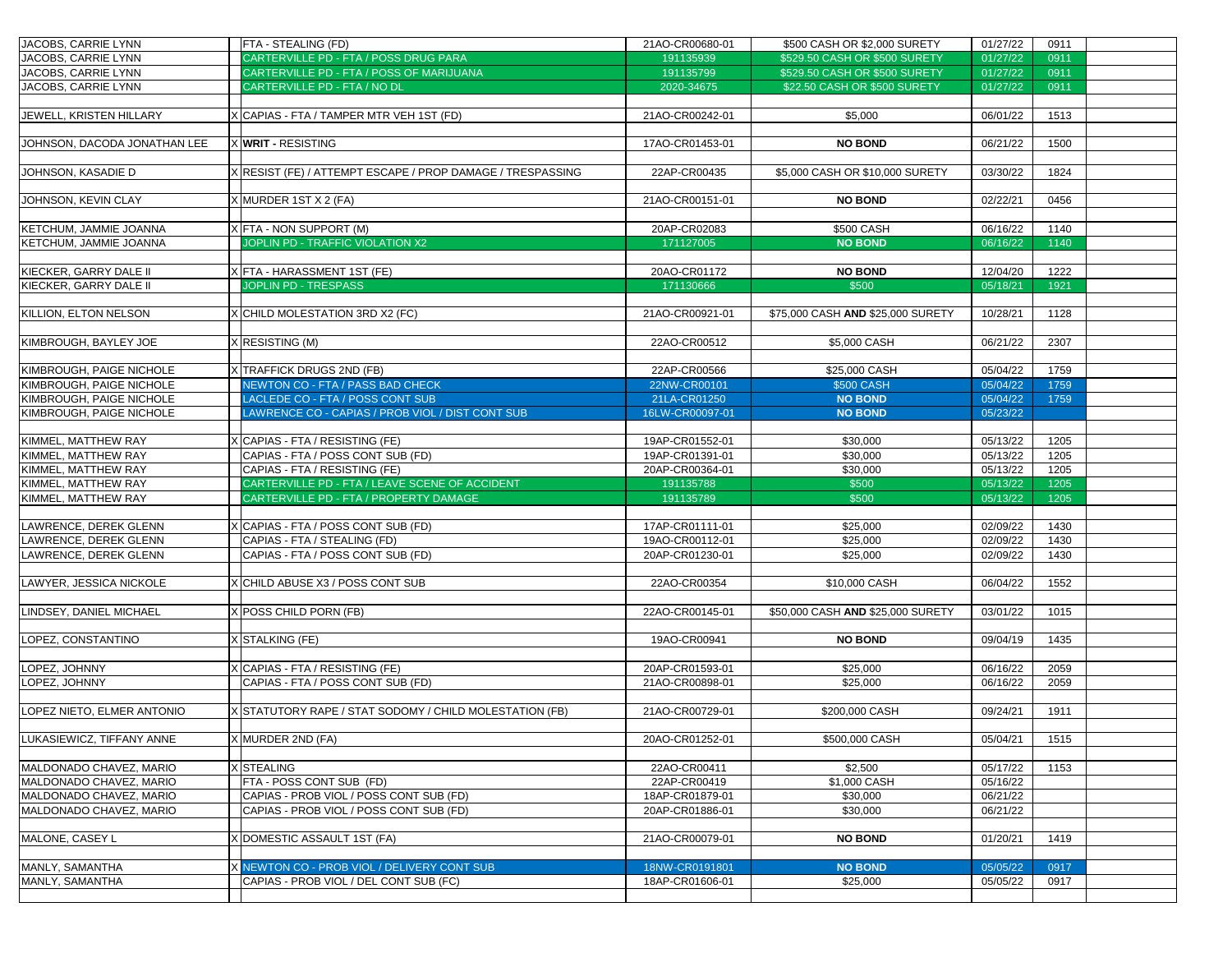| | | | | | | | |
|---|---|---|---|---|---|---|---|
| JACOBS, CARRIE LYNN | | FTA - STEALING (FD) | 21AO-CR00680-01 | $500 CASH OR $2,000 SURETY | 01/27/22 | 0911 | |
| JACOBS, CARRIE LYNN | | CARTERVILLE PD - FTA / POSS DRUG PARA | 191135939 | $529.50 CASH OR $500 SURETY | 01/27/22 | 0911 | |
| JACOBS, CARRIE LYNN | | CARTERVILLE PD - FTA / POSS OF MARIJUANA | 191135799 | $529.50 CASH OR $500 SURETY | 01/27/22 | 0911 | |
| JACOBS, CARRIE LYNN | | CARTERVILLE PD - FTA / NO DL | 2020-34675 | $22.50 CASH OR $500 SURETY | 01/27/22 | 0911 | |
| | | | | | | | |
| JEWELL, KRISTEN HILLARY | X | CAPIAS - FTA / TAMPER MTR VEH 1ST (FD) | 21AO-CR00242-01 | $5,000 | 06/01/22 | 1513 | |
| | | | | | | | |
| JOHNSON, DACODA JONATHAN LEE | X | **WRIT -** RESISTING | 17AO-CR01453-01 | **NO BOND** | 06/21/22 | 1500 | |
| | | | | | | | |
| JOHNSON, KASADIE D | X | RESIST (FE) / ATTEMPT ESCAPE / PROP DAMAGE / TRESPASSING | 22AP-CR00435 | $5,000 CASH OR $10,000 SURETY | 03/30/22 | 1824 | |
| | | | | | | | |
| JOHNSON, KEVIN CLAY | X | MURDER 1ST X 2 (FA) | 21AO-CR00151-01 | **NO BOND** | 02/22/21 | 0456 | |
| | | | | | | | |
| KETCHUM, JAMMIE JOANNA | X | FTA - NON SUPPORT (M) | 20AP-CR02083 | $500 CASH | 06/16/22 | 1140 | |
| KETCHUM, JAMMIE JOANNA | | JOPLIN PD - TRAFFIC VIOLATION X2 | 171127005 | **NO BOND** | 06/16/22 | 1140 | |
| | | | | | | | |
| KIECKER, GARRY DALE II | X | FTA - HARASSMENT 1ST (FE) | 20AO-CR01172 | **NO BOND** | 12/04/20 | 1222 | |
| KIECKER, GARRY DALE II | | JOPLIN PD - TRESPASS | 171130666 | $500 | 05/18/21 | 1921 | |
| | | | | | | | |
| KILLION, ELTON NELSON | X | CHILD MOLESTATION 3RD X2 (FC) | 21AO-CR00921-01 | $75,000 CASH **AND** $25,000 SURETY | 10/28/21 | 1128 | |
| | | | | | | | |
| KIMBROUGH, BAYLEY JOE | X | RESISTING (M) | 22AO-CR00512 | $5,000 CASH | 06/21/22 | 2307 | |
| | | | | | | | |
| KIMBROUGH, PAIGE NICHOLE | X | TRAFFICK DRUGS 2ND (FB) | 22AP-CR00566 | $25,000 CASH | 05/04/22 | 1759 | |
| KIMBROUGH, PAIGE NICHOLE | | NEWTON CO - FTA / PASS BAD CHECK | 22NW-CR00101 | $500 CASH | 05/04/22 | 1759 | |
| KIMBROUGH, PAIGE NICHOLE | | LACLEDE CO - FTA / POSS CONT SUB | 21LA-CR01250 | **NO BOND** | 05/04/22 | 1759 | |
| KIMBROUGH, PAIGE NICHOLE | | LAWRENCE CO - CAPIAS / PROB VIOL / DIST CONT SUB | 16LW-CR00097-01 | **NO BOND** | 05/23/22 | | |
| | | | | | | | |
| KIMMEL, MATTHEW RAY | X | CAPIAS - FTA / RESISTING (FE) | 19AP-CR01552-01 | $30,000 | 05/13/22 | 1205 | |
| KIMMEL, MATTHEW RAY | | CAPIAS - FTA / POSS CONT SUB (FD) | 19AP-CR01391-01 | $30,000 | 05/13/22 | 1205 | |
| KIMMEL, MATTHEW RAY | | CAPIAS - FTA / RESISTING (FE) | 20AP-CR00364-01 | $30,000 | 05/13/22 | 1205 | |
| KIMMEL, MATTHEW RAY | | CARTERVILLE PD - FTA / LEAVE SCENE OF ACCIDENT | 191135788 | $500 | 05/13/22 | 1205 | |
| KIMMEL, MATTHEW RAY | | CARTERVILLE PD - FTA / PROPERTY DAMAGE | 191135789 | $500 | 05/13/22 | 1205 | |
| | | | | | | | |
| LAWRENCE, DEREK GLENN | X | CAPIAS - FTA / POSS CONT SUB (FD) | 17AP-CR01111-01 | $25,000 | 02/09/22 | 1430 | |
| LAWRENCE, DEREK GLENN | | CAPIAS - FTA / STEALING (FD) | 19AO-CR00112-01 | $25,000 | 02/09/22 | 1430 | |
| LAWRENCE, DEREK GLENN | | CAPIAS - FTA / POSS CONT SUB (FD) | 20AP-CR01230-01 | $25,000 | 02/09/22 | 1430 | |
| | | | | | | | |
| LAWYER, JESSICA NICKOLE | X | CHILD ABUSE X3 / POSS CONT SUB | 22AO-CR00354 | $10,000 CASH | 06/04/22 | 1552 | |
| | | | | | | | |
| LINDSEY, DANIEL MICHAEL | X | POSS CHILD PORN (FB) | 22AO-CR00145-01 | $50,000 CASH **AND** $25,000 SURETY | 03/01/22 | 1015 | |
| | | | | | | | |
| LOPEZ, CONSTANTINO | X | STALKING (FE) | 19AO-CR00941 | **NO BOND** | 09/04/19 | 1435 | |
| | | | | | | | |
| LOPEZ, JOHNNY | X | CAPIAS - FTA / RESISTING (FE) | 20AP-CR01593-01 | $25,000 | 06/16/22 | 2059 | |
| LOPEZ, JOHNNY | | CAPIAS - FTA / POSS CONT SUB (FD) | 21AO-CR00898-01 | $25,000 | 06/16/22 | 2059 | |
| | | | | | | | |
| LOPEZ NIETO, ELMER ANTONIO | X | STATUTORY RAPE / STAT SODOMY / CHILD MOLESTATION (FB) | 21AO-CR00729-01 | $200,000 CASH | 09/24/21 | 1911 | |
| | | | | | | | |
| LUKASIEWICZ, TIFFANY ANNE | X | MURDER 2ND (FA) | 20AO-CR01252-01 | $500,000 CASH | 05/04/21 | 1515 | |
| | | | | | | | |
| MALDONADO CHAVEZ, MARIO | X | STEALING | 22AO-CR00411 | $2,500 | 05/17/22 | 1153 | |
| MALDONADO CHAVEZ, MARIO | | FTA - POSS CONT SUB (FD) | 22AP-CR00419 | $1,000 CASH | 05/16/22 | | |
| MALDONADO CHAVEZ, MARIO | | CAPIAS - PROB VIOL / POSS CONT SUB (FD) | 18AP-CR01879-01 | $30,000 | 06/21/22 | | |
| MALDONADO CHAVEZ, MARIO | | CAPIAS - PROB VIOL / POSS CONT SUB (FD) | 20AP-CR01886-01 | $30,000 | 06/21/22 | | |
| | | | | | | | |
| MALONE, CASEY L | X | DOMESTIC ASSAULT 1ST (FA) | 21AO-CR00079-01 | **NO BOND** | 01/20/21 | 1419 | |
| | | | | | | | |
| MANLY, SAMANTHA | X | NEWTON CO - PROB VIOL / DELIVERY CONT SUB | 18NW-CR0191801 | **NO BOND** | 05/05/22 | 0917 | |
| MANLY, SAMANTHA | | CAPIAS - PROB VIOL / DEL CONT SUB (FC) | 18AP-CR01606-01 | $25,000 | 05/05/22 | 0917 | |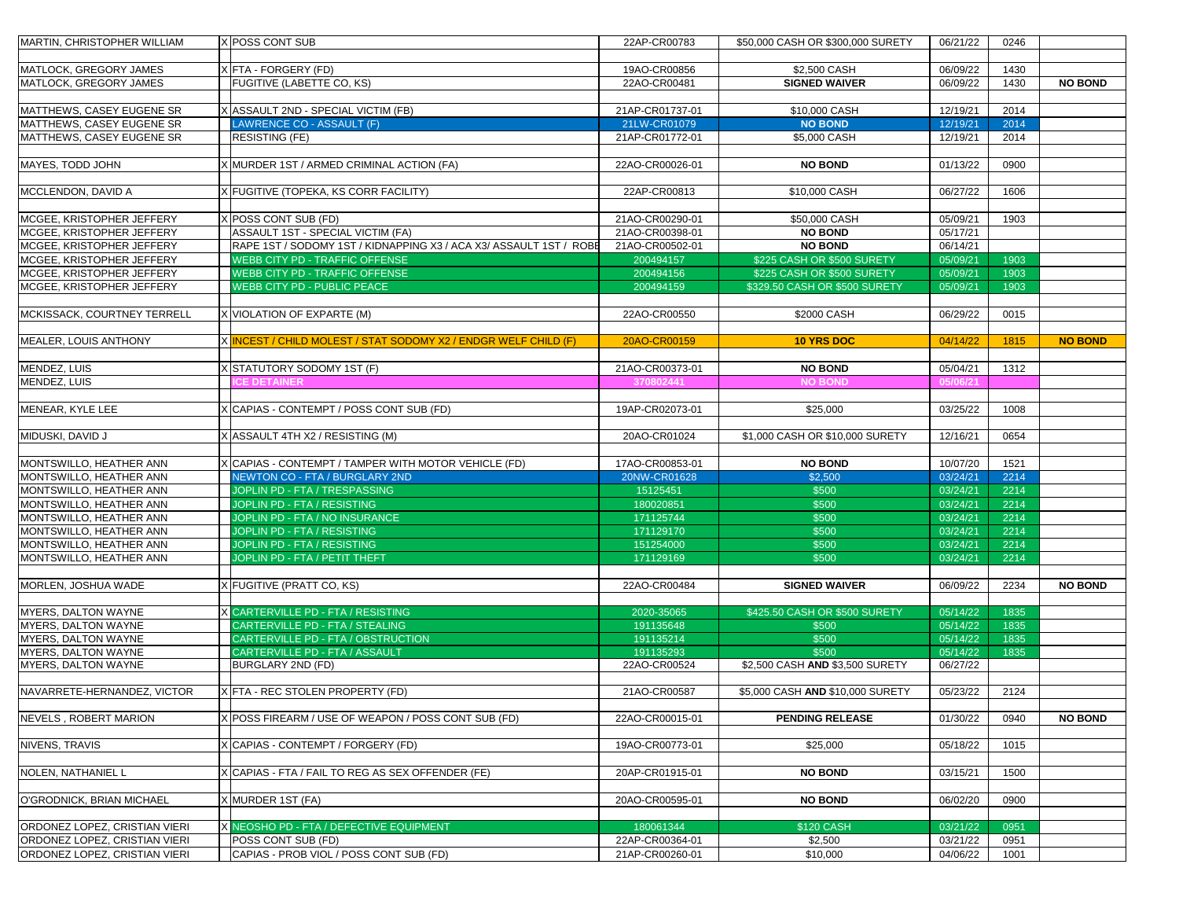| | | | | | | | |
|---|---|---|---|---|---|---|---|
| MARTIN, CHRISTOPHER WILLIAM | X | POSS CONT SUB | 22AP-CR00783 | $50,000 CASH OR $300,000 SURETY | 06/21/22 | 0246 | |
| | | | | | | | |
| MATLOCK, GREGORY JAMES | X | FTA - FORGERY (FD) | 19AO-CR00856 | $2,500 CASH | 06/09/22 | 1430 | |
| MATLOCK, GREGORY JAMES | | FUGITIVE (LABETTE CO, KS) | 22AO-CR00481 | **SIGNED WAIVER** | 06/09/22 | 1430 | **NO BOND** |
| | | | | | | | |
| MATTHEWS, CASEY EUGENE SR | X | ASSAULT 2ND - SPECIAL VICTIM (FB) | 21AP-CR01737-01 | $10,000 CASH | 12/19/21 | 2014 | |
| MATTHEWS, CASEY EUGENE SR | | LAWRENCE CO - ASSAULT (F) | 21LW-CR01079 | **NO BOND** | 12/19/21 | 2014 | |
| MATTHEWS, CASEY EUGENE SR | | RESISTING (FE) | 21AP-CR01772-01 | $5,000 CASH | 12/19/21 | 2014 | |
| | | | | | | | |
| MAYES, TODD JOHN | X | MURDER 1ST / ARMED CRIMINAL ACTION (FA) | 22AO-CR00026-01 | **NO BOND** | 01/13/22 | 0900 | |
| | | | | | | | |
| MCCLENDON, DAVID A | X | FUGITIVE (TOPEKA, KS CORR FACILITY) | 22AP-CR00813 | $10,000 CASH | 06/27/22 | 1606 | |
| | | | | | | | |
| MCGEE, KRISTOPHER JEFFERY | X | POSS CONT SUB (FD) | 21AO-CR00290-01 | $50,000 CASH | 05/09/21 | 1903 | |
| MCGEE, KRISTOPHER JEFFERY | | ASSAULT 1ST - SPECIAL VICTIM (FA) | 21AO-CR00398-01 | **NO BOND** | 05/17/21 | | |
| MCGEE, KRISTOPHER JEFFERY | | RAPE 1ST / SODOMY 1ST / KIDNAPPING X3 / ACA X3/ ASSAULT 1ST / ROBB | 21AO-CR00502-01 | **NO BOND** | 06/14/21 | | |
| MCGEE, KRISTOPHER JEFFERY | | WEBB CITY PD - TRAFFIC OFFENSE | 200494157 | $225 CASH OR $500 SURETY | 05/09/21 | 1903 | |
| MCGEE, KRISTOPHER JEFFERY | | WEBB CITY PD - TRAFFIC OFFENSE | 200494156 | $225 CASH OR $500 SURETY | 05/09/21 | 1903 | |
| MCGEE, KRISTOPHER JEFFERY | | WEBB CITY PD - PUBLIC PEACE | 200494159 | $329.50 CASH OR $500 SURETY | 05/09/21 | 1903 | |
| | | | | | | | |
| MCKISSACK, COURTNEY TERRELL | X | VIOLATION OF EXPARTE (M) | 22AO-CR00550 | $2000 CASH | 06/29/22 | 0015 | |
| | | | | | | | |
| MEALER, LOUIS ANTHONY | X | INCEST / CHILD MOLEST / STAT SODOMY X2 / ENDGR WELF CHILD (F) | 20AO-CR00159 | **10 YRS DOC** | 04/14/22 | 1815 | **NO BOND** |
| | | | | | | | |
| MENDEZ, LUIS | X | STATUTORY SODOMY 1ST (F) | 21AO-CR00373-01 | **NO BOND** | 05/04/21 | 1312 | |
| MENDEZ, LUIS | | **ICE DETAINER** | **370802441** | **NO BOND** | **05/06/21** | | |
| | | | | | | | |
| MENEAR, KYLE LEE | X | CAPIAS - CONTEMPT / POSS CONT SUB (FD) | 19AP-CR02073-01 | $25,000 | 03/25/22 | 1008 | |
| | | | | | | | |
| MIDUSKI, DAVID J | X | ASSAULT 4TH X2 / RESISTING (M) | 20AO-CR01024 | $1,000 CASH OR $10,000 SURETY | 12/16/21 | 0654 | |
| | | | | | | | |
| MONTSWILLO, HEATHER ANN | X | CAPIAS - CONTEMPT / TAMPER WITH MOTOR VEHICLE (FD) | 17AO-CR00853-01 | **NO BOND** | 10/07/20 | 1521 | |
| MONTSWILLO, HEATHER ANN | | NEWTON CO - FTA / BURGLARY 2ND | 20NW-CR01628 | $2,500 | 03/24/21 | 2214 | |
| MONTSWILLO, HEATHER ANN | | JOPLIN PD - FTA / TRESPASSING | 15125451 | $500 | 03/24/21 | 2214 | |
| MONTSWILLO, HEATHER ANN | | JOPLIN PD - FTA / RESISTING | 180020851 | $500 | 03/24/21 | 2214 | |
| MONTSWILLO, HEATHER ANN | | JOPLIN PD - FTA / NO INSURANCE | 171125744 | $500 | 03/24/21 | 2214 | |
| MONTSWILLO, HEATHER ANN | | JOPLIN PD - FTA / RESISTING | 171129170 | $500 | 03/24/21 | 2214 | |
| MONTSWILLO, HEATHER ANN | | JOPLIN PD - FTA / RESISTING | 151254000 | $500 | 03/24/21 | 2214 | |
| MONTSWILLO, HEATHER ANN | | JOPLIN PD - FTA / PETIT THEFT | 171129169 | $500 | 03/24/21 | 2214 | |
| | | | | | | | |
| MORLEN, JOSHUA WADE | X | FUGITIVE (PRATT CO, KS) | 22AO-CR00484 | **SIGNED WAIVER** | 06/09/22 | 2234 | **NO BOND** |
| | | | | | | | |
| MYERS, DALTON WAYNE | X | CARTERVILLE PD - FTA / RESISTING | 2020-35065 | $425.50 CASH OR $500 SURETY | 05/14/22 | 1835 | |
| MYERS, DALTON WAYNE | | CARTERVILLE PD - FTA / STEALING | 191135648 | $500 | 05/14/22 | 1835 | |
| MYERS, DALTON WAYNE | | CARTERVILLE PD - FTA / OBSTRUCTION | 191135214 | $500 | 05/14/22 | 1835 | |
| MYERS, DALTON WAYNE | | CARTERVILLE PD - FTA / ASSAULT | 191135293 | $500 | 05/14/22 | 1835 | |
| MYERS, DALTON WAYNE | | BURGLARY 2ND (FD) | 22AO-CR00524 | $2,500 CASH **AND** $3,500 SURETY | 06/27/22 | | |
| | | | | | | | |
| NAVARRETE-HERNANDEZ, VICTOR | X | FTA - REC STOLEN PROPERTY (FD) | 21AO-CR00587 | $5,000 CASH **AND** $10,000 SURETY | 05/23/22 | 2124 | |
| | | | | | | | |
| NEVELS , ROBERT MARION | X | POSS FIREARM / USE OF WEAPON / POSS CONT SUB (FD) | 22AO-CR00015-01 | **PENDING RELEASE** | 01/30/22 | 0940 | **NO BOND** |
| | | | | | | | |
| NIVENS, TRAVIS | X | CAPIAS - CONTEMPT / FORGERY (FD) | 19AO-CR00773-01 | $25,000 | 05/18/22 | 1015 | |
| | | | | | | | |
| NOLEN, NATHANIEL L | X | CAPIAS - FTA / FAIL TO REG AS SEX OFFENDER (FE) | 20AP-CR01915-01 | **NO BOND** | 03/15/21 | 1500 | |
| | | | | | | | |
| O'GRODNICK, BRIAN MICHAEL | X | MURDER 1ST (FA) | 20AO-CR00595-01 | **NO BOND** | 06/02/20 | 0900 | |
| | | | | | | | |
| ORDONEZ LOPEZ, CRISTIAN VIERI | X | NEOSHO PD - FTA / DEFECTIVE EQUIPMENT | 180061344 | $120 CASH | 03/21/22 | 0951 | |
| ORDONEZ LOPEZ, CRISTIAN VIERI | | POSS CONT SUB (FD) | 22AP-CR00364-01 | $2,500 | 03/21/22 | 0951 | |
| ORDONEZ LOPEZ, CRISTIAN VIERI | | CAPIAS - PROB VIOL / POSS CONT SUB (FD) | 21AP-CR00260-01 | $10,000 | 04/06/22 | 1001 | |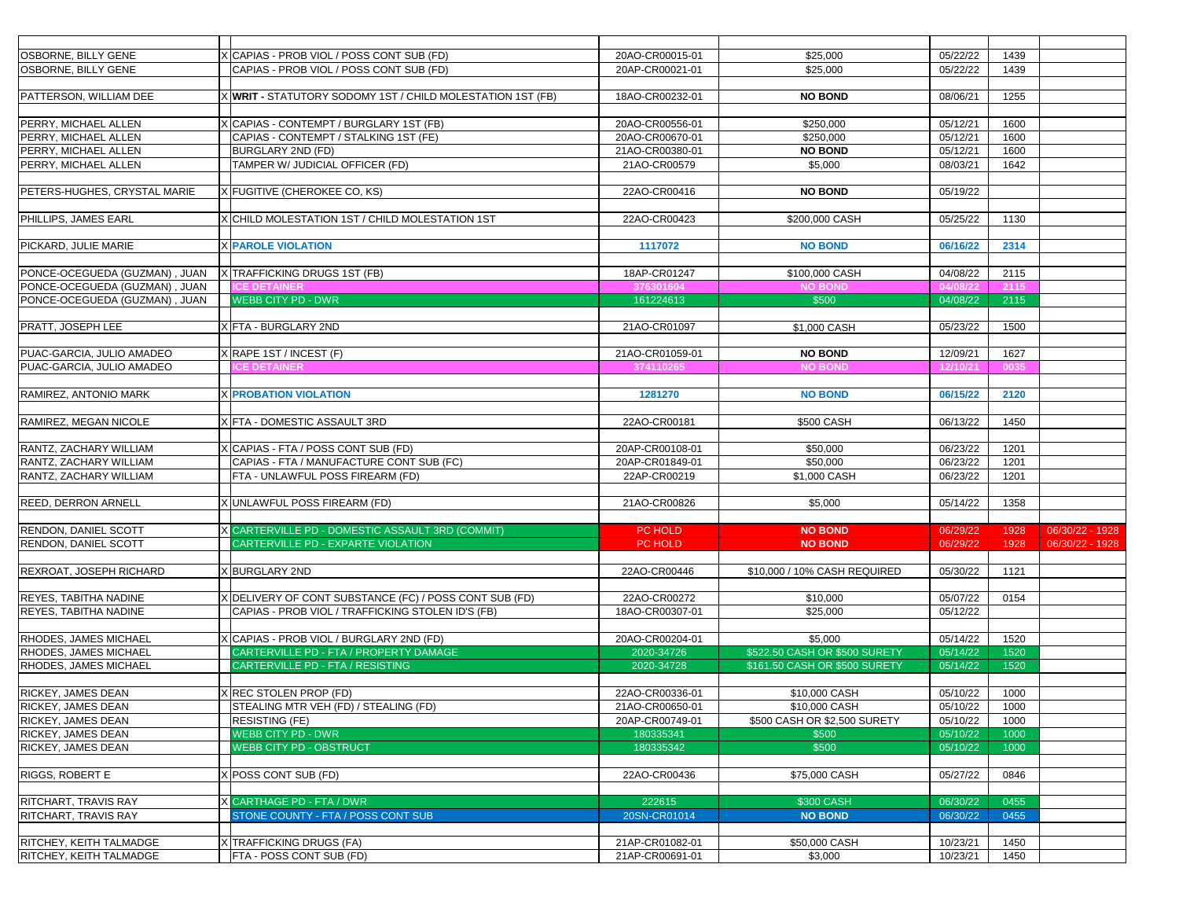| | | | | | | | |
|---|---|---|---|---|---|---|---|
| OSBORNE, BILLY GENE | X | CAPIAS - PROB VIOL / POSS CONT SUB (FD) | 20AO-CR00015-01 | $25,000 | 05/22/22 | 1439 | |
| OSBORNE, BILLY GENE | | CAPIAS - PROB VIOL / POSS CONT SUB (FD) | 20AP-CR00021-01 | $25,000 | 05/22/22 | 1439 | |
| | | | | | | | |
| PATTERSON, WILLIAM DEE | X | **WRIT -** STATUTORY SODOMY 1ST / CHILD MOLESTATION 1ST (FB) | 18AO-CR00232-01 | **NO BOND** | 08/06/21 | 1255 | |
| | | | | | | | |
| PERRY, MICHAEL ALLEN | X | CAPIAS - CONTEMPT / BURGLARY 1ST (FB) | 20AO-CR00556-01 | $250,000 | 05/12/21 | 1600 | |
| PERRY, MICHAEL ALLEN | | CAPIAS - CONTEMPT / STALKING 1ST (FE) | 20AO-CR00670-01 | $250,000 | 05/12/21 | 1600 | |
| PERRY, MICHAEL ALLEN | | BURGLARY 2ND (FD) | 21AO-CR00380-01 | **NO BOND** | 05/12/21 | 1600 | |
| PERRY, MICHAEL ALLEN | | TAMPER W/ JUDICIAL OFFICER (FD) | 21AO-CR00579 | $5,000 | 08/03/21 | 1642 | |
| | | | | | | | |
| PETERS-HUGHES, CRYSTAL MARIE | X | FUGITIVE (CHEROKEE CO, KS) | 22AO-CR00416 | **NO BOND** | 05/19/22 | | |
| | | | | | | | |
| PHILLIPS, JAMES EARL | X | CHILD MOLESTATION 1ST / CHILD MOLESTATION 1ST | 22AO-CR00423 | $200,000 CASH | 05/25/22 | 1130 | |
| | | | | | | | |
| PICKARD, JULIE MARIE | X | **PAROLE VIOLATION** | **1117072** | **NO BOND** | **06/16/22** | **2314** | |
| | | | | | | | |
| PONCE-OCEGUEDA (GUZMAN) , JUAN | X | TRAFFICKING DRUGS 1ST (FB) | 18AP-CR01247 | $100,000 CASH | 04/08/22 | 2115 | |
| PONCE-OCEGUEDA (GUZMAN) , JUAN | | **ICE DETAINER** | **376301604** | **NO BOND** | **04/08/22** | **2115** | |
| PONCE-OCEGUEDA (GUZMAN) , JUAN | | WEBB CITY PD - DWR | 161224613 | $500 | 04/08/22 | 2115 | |
| | | | | | | | |
| PRATT, JOSEPH LEE | X | FTA - BURGLARY 2ND | 21AO-CR01097 | $1,000 CASH | 05/23/22 | 1500 | |
| | | | | | | | |
| PUAC-GARCIA, JULIO AMADEO | X | RAPE 1ST / INCEST (F) | 21AO-CR01059-01 | **NO BOND** | 12/09/21 | 1627 | |
| PUAC-GARCIA, JULIO AMADEO | | **ICE DETAINER** | **374110265** | **NO BOND** | **12/10/21** | **0035** | |
| | | | | | | | |
| RAMIREZ, ANTONIO MARK | X | **PROBATION VIOLATION** | **1281270** | **NO BOND** | **06/15/22** | **2120** | |
| | | | | | | | |
| RAMIREZ, MEGAN NICOLE | X | FTA - DOMESTIC ASSAULT 3RD | 22AO-CR00181 | $500 CASH | 06/13/22 | 1450 | |
| | | | | | | | |
| RANTZ, ZACHARY WILLIAM | X | CAPIAS - FTA / POSS CONT SUB (FD) | 20AP-CR00108-01 | $50,000 | 06/23/22 | 1201 | |
| RANTZ, ZACHARY WILLIAM | | CAPIAS - FTA / MANUFACTURE CONT SUB (FC) | 20AP-CR01849-01 | $50,000 | 06/23/22 | 1201 | |
| RANTZ, ZACHARY WILLIAM | | FTA - UNLAWFUL POSS FIREARM (FD) | 22AP-CR00219 | $1,000 CASH | 06/23/22 | 1201 | |
| | | | | | | | |
| REED, DERRON ARNELL | X | UNLAWFUL POSS FIREARM (FD) | 21AO-CR00826 | $5,000 | 05/14/22 | 1358 | |
| | | | | | | | |
| RENDON, DANIEL SCOTT | X | CARTERVILLE PD - DOMESTIC ASSAULT 3RD (COMMIT) | PC HOLD | **NO BOND** | 06/29/22 | 1928 | 06/30/22 - 1928 |
| RENDON, DANIEL SCOTT | | CARTERVILLE PD - EXPARTE VIOLATION | PC HOLD | **NO BOND** | 06/29/22 | 1928 | 06/30/22 - 1928 |
| | | | | | | | |
| REXROAT, JOSEPH RICHARD | X | BURGLARY 2ND | 22AO-CR00446 | $10,000 / 10% CASH REQUIRED | 05/30/22 | 1121 | |
| | | | | | | | |
| REYES, TABITHA NADINE | X | DELIVERY OF CONT SUBSTANCE (FC) / POSS CONT SUB (FD) | 22AO-CR00272 | $10,000 | 05/07/22 | 0154 | |
| REYES, TABITHA NADINE | | CAPIAS - PROB VIOL / TRAFFICKING STOLEN ID'S (FB) | 18AO-CR00307-01 | $25,000 | 05/12/22 | | |
| | | | | | | | |
| RHODES, JAMES MICHAEL | X | CAPIAS - PROB VIOL / BURGLARY 2ND (FD) | 20AO-CR00204-01 | $5,000 | 05/14/22 | 1520 | |
| RHODES, JAMES MICHAEL | | CARTERVILLE PD - FTA / PROPERTY DAMAGE | 2020-34726 | $522.50 CASH OR $500 SURETY | 05/14/22 | 1520 | |
| RHODES, JAMES MICHAEL | | CARTERVILLE PD - FTA / RESISTING | 2020-34728 | $161.50 CASH OR $500 SURETY | 05/14/22 | 1520 | |
| | | | | | | | |
| RICKEY, JAMES DEAN | X | REC STOLEN PROP (FD) | 22AO-CR00336-01 | $10,000 CASH | 05/10/22 | 1000 | |
| RICKEY, JAMES DEAN | | STEALING MTR VEH (FD) / STEALING (FD) | 21AO-CR00650-01 | $10,000 CASH | 05/10/22 | 1000 | |
| RICKEY, JAMES DEAN | | RESISTING (FE) | 20AP-CR00749-01 | $500 CASH OR $2,500 SURETY | 05/10/22 | 1000 | |
| RICKEY, JAMES DEAN | | WEBB CITY PD - DWR | 180335341 | $500 | 05/10/22 | 1000 | |
| RICKEY, JAMES DEAN | | WEBB CITY PD - OBSTRUCT | 180335342 | $500 | 05/10/22 | 1000 | |
| | | | | | | | |
| RIGGS, ROBERT E | X | POSS CONT SUB (FD) | 22AO-CR00436 | $75,000 CASH | 05/27/22 | 0846 | |
| | | | | | | | |
| RITCHART, TRAVIS RAY | X | CARTHAGE PD - FTA / DWR | 222615 | $300 CASH | 06/30/22 | 0455 | |
| RITCHART, TRAVIS RAY | | STONE COUNTY - FTA / POSS CONT SUB | 20SN-CR01014 | **NO BOND** | 06/30/22 | 0455 | |
| | | | | | | | |
| RITCHEY, KEITH TALMADGE | X | TRAFFICKING DRUGS (FA) | 21AP-CR01082-01 | $50,000 CASH | 10/23/21 | 1450 | |
| RITCHEY, KEITH TALMADGE | | FTA - POSS CONT SUB (FD) | 21AP-CR00691-01 | $3,000 | 10/23/21 | 1450 | |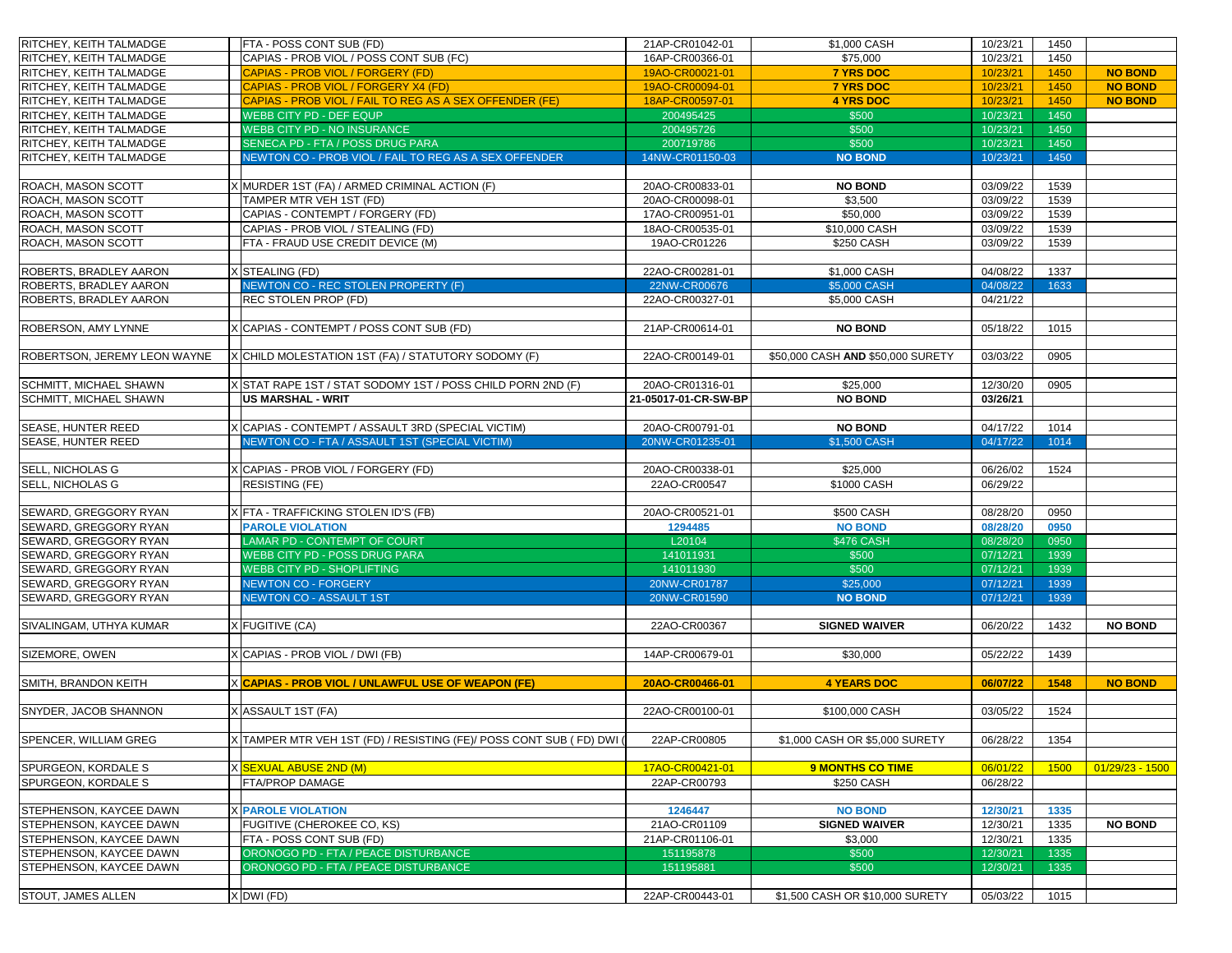| | | | | | | | |
|---|---|---|---|---|---|---|---|
| RITCHEY, KEITH TALMADGE | | FTA - POSS CONT SUB (FD) | 21AP-CR01042-01 | $1,000 CASH | 10/23/21 | 1450 | |
| RITCHEY, KEITH TALMADGE | | CAPIAS - PROB VIOL / POSS CONT SUB (FC) | 16AP-CR00366-01 | $75,000 | 10/23/21 | 1450 | |
| RITCHEY, KEITH TALMADGE | | CAPIAS - PROB VIOL / FORGERY (FD) | 19AO-CR00021-01 | **7 YRS DOC** | 10/23/21 | 1450 | **NO BOND** |
| RITCHEY, KEITH TALMADGE | | CAPIAS - PROB VIOL / FORGERY X4 (FD) | 19AO-CR00094-01 | **7 YRS DOC** | 10/23/21 | 1450 | **NO BOND** |
| RITCHEY, KEITH TALMADGE | | CAPIAS - PROB VIOL / FAIL TO REG AS A SEX OFFENDER (FE) | 18AP-CR00597-01 | **4 YRS DOC** | 10/23/21 | 1450 | **NO BOND** |
| RITCHEY, KEITH TALMADGE | | WEBB CITY PD - DEF EQUP | 200495425 | $500 | 10/23/21 | 1450 | |
| RITCHEY, KEITH TALMADGE | | WEBB CITY PD - NO INSURANCE | 200495726 | $500 | 10/23/21 | 1450 | |
| RITCHEY, KEITH TALMADGE | | SENECA PD - FTA / POSS DRUG PARA | 200719786 | $500 | 10/23/21 | 1450 | |
| RITCHEY, KEITH TALMADGE | | NEWTON CO - PROB VIOL / FAIL TO REG AS A SEX OFFENDER | 14NW-CR01150-03 | **NO BOND** | 10/23/21 | 1450 | |
| | | | | | | | |
| ROACH, MASON SCOTT | X | MURDER 1ST (FA) / ARMED CRIMINAL ACTION (F) | 20AO-CR00833-01 | **NO BOND** | 03/09/22 | 1539 | |
| ROACH, MASON SCOTT | | TAMPER MTR VEH 1ST (FD) | 20AO-CR00098-01 | $3,500 | 03/09/22 | 1539 | |
| ROACH, MASON SCOTT | | CAPIAS - CONTEMPT / FORGERY (FD) | 17AO-CR00951-01 | $50,000 | 03/09/22 | 1539 | |
| ROACH, MASON SCOTT | | CAPIAS - PROB VIOL / STEALING (FD) | 18AO-CR00535-01 | $10,000 CASH | 03/09/22 | 1539 | |
| ROACH, MASON SCOTT | | FTA - FRAUD USE CREDIT DEVICE (M) | 19AO-CR01226 | $250 CASH | 03/09/22 | 1539 | |
| | | | | | | | |
| ROBERTS, BRADLEY AARON | X | STEALING (FD) | 22AO-CR00281-01 | $1,000 CASH | 04/08/22 | 1337 | |
| ROBERTS, BRADLEY AARON | | NEWTON CO - REC STOLEN PROPERTY (F) | 22NW-CR00676 | $5,000 CASH | 04/08/22 | 1633 | |
| ROBERTS, BRADLEY AARON | | REC STOLEN PROP (FD) | 22AO-CR00327-01 | $5,000 CASH | 04/21/22 | | |
| | | | | | | | |
| ROBERSON, AMY LYNNE | X | CAPIAS - CONTEMPT / POSS CONT SUB (FD) | 21AP-CR00614-01 | **NO BOND** | 05/18/22 | 1015 | |
| | | | | | | | |
| ROBERTSON, JEREMY LEON WAYNE | X | CHILD MOLESTATION 1ST (FA) / STATUTORY SODOMY (F) | 22AO-CR00149-01 | $50,000 CASH **AND** $50,000 SURETY | 03/03/22 | 0905 | |
| | | | | | | | |
| SCHMITT, MICHAEL SHAWN | X | STAT RAPE 1ST / STAT SODOMY 1ST / POSS CHILD PORN 2ND (F) | 20AO-CR01316-01 | $25,000 | 12/30/20 | 0905 | |
| SCHMITT, MICHAEL SHAWN | | **US MARSHAL - WRIT** | **21-05017-01-CR-SW-BP** | **NO BOND** | **03/26/21** | | |
| | | | | | | | |
| SEASE, HUNTER REED | X | CAPIAS - CONTEMPT / ASSAULT 3RD (SPECIAL VICTIM) | 20AO-CR00791-01 | **NO BOND** | 04/17/22 | 1014 | |
| SEASE, HUNTER REED | | NEWTON CO - FTA / ASSAULT 1ST (SPECIAL VICTIM) | 20NW-CR01235-01 | $1,500 CASH | 04/17/22 | 1014 | |
| | | | | | | | |
| SELL, NICHOLAS G | X | CAPIAS - PROB VIOL / FORGERY (FD) | 20AO-CR00338-01 | $25,000 | 06/26/02 | 1524 | |
| SELL, NICHOLAS G | | RESISTING (FE) | 22AO-CR00547 | $1000 CASH | 06/29/22 | | |
| | | | | | | | |
| SEWARD, GREGGORY RYAN | X | FTA - TRAFFICKING STOLEN ID'S (FB) | 20AO-CR00521-01 | $500 CASH | 08/28/20 | 0950 | |
| SEWARD, GREGGORY RYAN | | **PAROLE VIOLATION** | **1294485** | **NO BOND** | **08/28/20** | **0950** | |
| SEWARD, GREGGORY RYAN | | LAMAR PD - CONTEMPT OF COURT | L20104 | $476 CASH | 08/28/20 | 0950 | |
| SEWARD, GREGGORY RYAN | | WEBB CITY PD - POSS DRUG PARA | 141011931 | $500 | 07/12/21 | 1939 | |
| SEWARD, GREGGORY RYAN | | WEBB CITY PD - SHOPLIFTING | 141011930 | $500 | 07/12/21 | 1939 | |
| SEWARD, GREGGORY RYAN | | NEWTON CO - FORGERY | 20NW-CR01787 | $25,000 | 07/12/21 | 1939 | |
| SEWARD, GREGGORY RYAN | | NEWTON CO - ASSAULT 1ST | 20NW-CR01590 | **NO BOND** | 07/12/21 | 1939 | |
| | | | | | | | |
| SIVALINGAM, UTHYA KUMAR | X | FUGITIVE (CA) | 22AO-CR00367 | **SIGNED WAIVER** | 06/20/22 | 1432 | **NO BOND** |
| | | | | | | | |
| SIZEMORE, OWEN | X | CAPIAS - PROB VIOL / DWI (FB) | 14AP-CR00679-01 | $30,000 | 05/22/22 | 1439 | |
| | | | | | | | |
| SMITH, BRANDON KEITH | X | **CAPIAS - PROB VIOL / UNLAWFUL USE OF WEAPON (FE)** | **20AO-CR00466-01** | **4 YEARS DOC** | **06/07/22** | **1548** | **NO BOND** |
| | | | | | | | |
| SNYDER, JACOB SHANNON | X | ASSAULT 1ST (FA) | 22AO-CR00100-01 | $100,000 CASH | 03/05/22 | 1524 | |
| | | | | | | | |
| SPENCER, WILLIAM GREG | X | TAMPER MTR VEH 1ST (FD) / RESISTING (FE)/ POSS CONT SUB ( FD) DWI ( | 22AP-CR00805 | $1,000 CASH OR $5,000 SURETY | 06/28/22 | 1354 | |
| | | | | | | | |
| SPURGEON, KORDALE S | X | SEXUAL ABUSE 2ND (M) | 17AO-CR00421-01 | **9 MONTHS CO TIME** | 06/01/22 | 1500 | 01/29/23 - 1500 |
| SPURGEON, KORDALE S | | FTA/PROP DAMAGE | 22AP-CR00793 | $250 CASH | 06/28/22 | | |
| | | | | | | | |
| STEPHENSON, KAYCEE DAWN | X | **PAROLE VIOLATION** | **1246447** | **NO BOND** | **12/30/21** | **1335** | |
| STEPHENSON, KAYCEE DAWN | | FUGITIVE (CHEROKEE CO, KS) | 21AO-CR01109 | **SIGNED WAIVER** | 12/30/21 | 1335 | **NO BOND** |
| STEPHENSON, KAYCEE DAWN | | FTA - POSS CONT SUB (FD) | 21AP-CR01106-01 | $3,000 | 12/30/21 | 1335 | |
| STEPHENSON, KAYCEE DAWN | | ORONOGO PD - FTA / PEACE DISTURBANCE | 151195878 | $500 | 12/30/21 | 1335 | |
| STEPHENSON, KAYCEE DAWN | | ORONOGO PD - FTA / PEACE DISTURBANCE | 151195881 | $500 | 12/30/21 | 1335 | |
| | | | | | | | |
| STOUT, JAMES ALLEN | X | DWI (FD) | 22AP-CR00443-01 | $1,500 CASH OR $10,000 SURETY | 05/03/22 | 1015 | |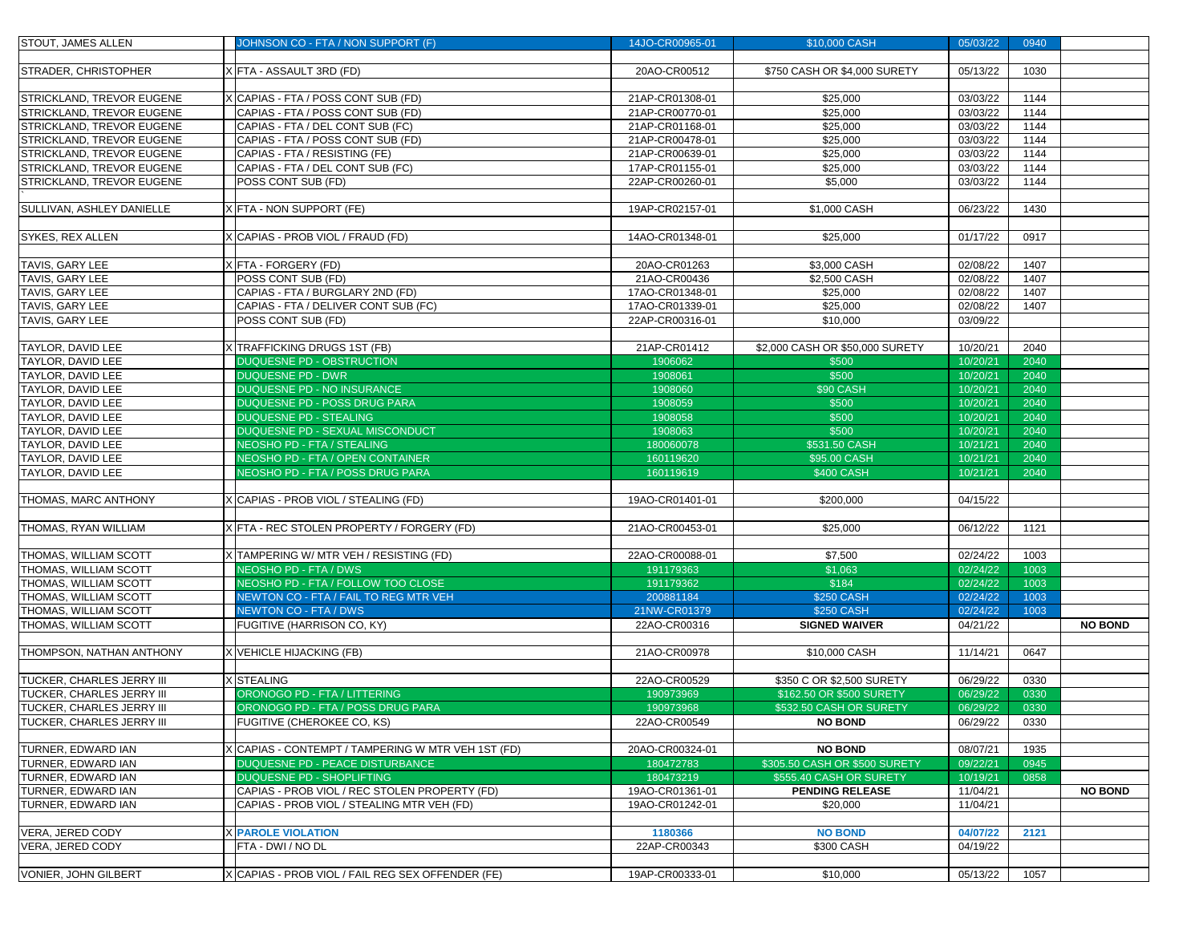| | | | | | | | |
|---|---|---|---|---|---|---|---|
| STOUT, JAMES ALLEN | | JOHNSON CO - FTA / NON SUPPORT (F) | 14JO-CR00965-01 | $10,000 CASH | 05/03/22 | 0940 | |
| | | | | | | | |
| STRADER, CHRISTOPHER | X | FTA - ASSAULT 3RD (FD) | 20AO-CR00512 | $750 CASH OR $4,000 SURETY | 05/13/22 | 1030 | |
| | | | | | | | |
| STRICKLAND, TREVOR EUGENE | X | CAPIAS - FTA / POSS CONT SUB (FD) | 21AP-CR01308-01 | $25,000 | 03/03/22 | 1144 | |
| STRICKLAND, TREVOR EUGENE | | CAPIAS - FTA / POSS CONT SUB (FD) | 21AP-CR00770-01 | $25,000 | 03/03/22 | 1144 | |
| STRICKLAND, TREVOR EUGENE | | CAPIAS - FTA / DEL CONT SUB (FC) | 21AP-CR01168-01 | $25,000 | 03/03/22 | 1144 | |
| STRICKLAND, TREVOR EUGENE | | CAPIAS - FTA / POSS CONT SUB (FD) | 21AP-CR00478-01 | $25,000 | 03/03/22 | 1144 | |
| STRICKLAND, TREVOR EUGENE | | CAPIAS - FTA / RESISTING (FE) | 21AP-CR00639-01 | $25,000 | 03/03/22 | 1144 | |
| STRICKLAND, TREVOR EUGENE | | CAPIAS - FTA / DEL CONT SUB (FC) | 17AP-CR01155-01 | $25,000 | 03/03/22 | 1144 | |
| STRICKLAND, TREVOR EUGENE | | POSS CONT SUB (FD) | 22AP-CR00260-01 | $5,000 | 03/03/22 | 1144 | |
| ` | | | | | | | |
| SULLIVAN, ASHLEY DANIELLE | X | FTA - NON SUPPORT (FE) | 19AP-CR02157-01 | $1,000 CASH | 06/23/22 | 1430 | |
| | | | | | | | |
| SYKES, REX ALLEN | X | CAPIAS - PROB VIOL / FRAUD (FD) | 14AO-CR01348-01 | $25,000 | 01/17/22 | 0917 | |
| | | | | | | | |
| TAVIS, GARY LEE | X | FTA - FORGERY (FD) | 20AO-CR01263 | $3,000 CASH | 02/08/22 | 1407 | |
| TAVIS, GARY LEE | | POSS CONT SUB (FD) | 21AO-CR00436 | $2,500 CASH | 02/08/22 | 1407 | |
| TAVIS, GARY LEE | | CAPIAS - FTA / BURGLARY 2ND (FD) | 17AO-CR01348-01 | $25,000 | 02/08/22 | 1407 | |
| TAVIS, GARY LEE | | CAPIAS - FTA / DELIVER CONT SUB (FC) | 17AO-CR01339-01 | $25,000 | 02/08/22 | 1407 | |
| TAVIS, GARY LEE | | POSS CONT SUB (FD) | 22AP-CR00316-01 | $10,000 | 03/09/22 | | |
| | | | | | | | |
| TAYLOR, DAVID LEE | X | TRAFFICKING DRUGS 1ST (FB) | 21AP-CR01412 | $2,000 CASH OR $50,000 SURETY | 10/20/21 | 2040 | |
| TAYLOR, DAVID LEE | | DUQUESNE PD - OBSTRUCTION | 1906062 | $500 | 10/20/21 | 2040 | |
| TAYLOR, DAVID LEE | | DUQUESNE PD - DWR | 1908061 | $500 | 10/20/21 | 2040 | |
| TAYLOR, DAVID LEE | | DUQUESNE PD - NO INSURANCE | 1908060 | $90 CASH | 10/20/21 | 2040 | |
| TAYLOR, DAVID LEE | | DUQUESNE PD - POSS DRUG PARA | 1908059 | $500 | 10/20/21 | 2040 | |
| TAYLOR, DAVID LEE | | DUQUESNE PD - STEALING | 1908058 | $500 | 10/20/21 | 2040 | |
| TAYLOR, DAVID LEE | | DUQUESNE PD - SEXUAL MISCONDUCT | 1908063 | $500 | 10/20/21 | 2040 | |
| TAYLOR, DAVID LEE | | NEOSHO PD - FTA / STEALING | 180060078 | $531.50 CASH | 10/21/21 | 2040 | |
| TAYLOR, DAVID LEE | | NEOSHO PD - FTA / OPEN CONTAINER | 160119620 | $95.00 CASH | 10/21/21 | 2040 | |
| TAYLOR, DAVID LEE | | NEOSHO PD - FTA / POSS DRUG PARA | 160119619 | $400 CASH | 10/21/21 | 2040 | |
| | | | | | | | |
| THOMAS, MARC ANTHONY | X | CAPIAS - PROB VIOL / STEALING (FD) | 19AO-CR01401-01 | $200,000 | 04/15/22 | | |
| | | | | | | | |
| THOMAS, RYAN WILLIAM | X | FTA - REC STOLEN PROPERTY / FORGERY (FD) | 21AO-CR00453-01 | $25,000 | 06/12/22 | 1121 | |
| | | | | | | | |
| THOMAS, WILLIAM SCOTT | X | TAMPERING W/ MTR VEH / RESISTING (FD) | 22AO-CR00088-01 | $7,500 | 02/24/22 | 1003 | |
| THOMAS, WILLIAM SCOTT | | NEOSHO PD - FTA / DWS | 191179363 | $1,063 | 02/24/22 | 1003 | |
| THOMAS, WILLIAM SCOTT | | NEOSHO PD - FTA / FOLLOW TOO CLOSE | 191179362 | $184 | 02/24/22 | 1003 | |
| THOMAS, WILLIAM SCOTT | | NEWTON CO - FTA / FAIL TO REG MTR VEH | 200881184 | $250 CASH | 02/24/22 | 1003 | |
| THOMAS, WILLIAM SCOTT | | NEWTON CO - FTA / DWS | 21NW-CR01379 | $250 CASH | 02/24/22 | 1003 | |
| THOMAS, WILLIAM SCOTT | | FUGITIVE (HARRISON CO, KY) | 22AO-CR00316 | **SIGNED WAIVER** | 04/21/22 | | **NO BOND** |
| | | | | | | | |
| THOMPSON, NATHAN ANTHONY | X | VEHICLE HIJACKING (FB) | 21AO-CR00978 | $10,000 CASH | 11/14/21 | 0647 | |
| | | | | | | | |
| TUCKER, CHARLES JERRY III | X | STEALING | 22AO-CR00529 | $350 C OR $2,500 SURETY | 06/29/22 | 0330 | |
| TUCKER, CHARLES JERRY III | | ORONOGO PD - FTA / LITTERING | 190973969 | $162.50 OR $500 SURETY | 06/29/22 | 0330 | |
| TUCKER, CHARLES JERRY III | | ORONOGO PD - FTA / POSS DRUG PARA | 190973968 | $532.50 CASH OR SURETY | 06/29/22 | 0330 | |
| TUCKER, CHARLES JERRY III | | FUGITIVE (CHEROKEE CO, KS) | 22AO-CR00549 | **NO BOND** | 06/29/22 | 0330 | |
| | | | | | | | |
| TURNER, EDWARD IAN | X | CAPIAS - CONTEMPT / TAMPERING W MTR VEH 1ST (FD) | 20AO-CR00324-01 | **NO BOND** | 08/07/21 | 1935 | |
| TURNER, EDWARD IAN | | DUQUESNE PD - PEACE DISTURBANCE | 180472783 | $305.50 CASH OR $500 SURETY | 09/22/21 | 0945 | |
| TURNER, EDWARD IAN | | DUQUESNE PD - SHOPLIFTING | 180473219 | $555.40 CASH OR SURETY | 10/19/21 | 0858 | |
| TURNER, EDWARD IAN | | CAPIAS - PROB VIOL / REC STOLEN PROPERTY (FD) | 19AO-CR01361-01 | **PENDING RELEASE** | 11/04/21 | | **NO BOND** |
| TURNER, EDWARD IAN | | CAPIAS - PROB VIOL / STEALING MTR VEH (FD) | 19AO-CR01242-01 | $20,000 | 11/04/21 | | |
| | | | | | | | |
| VERA, JERED CODY | X | **PAROLE VIOLATION** | **1180366** | **NO BOND** | **04/07/22** | **2121** | |
| VERA, JERED CODY | | FTA - DWI / NO DL | 22AP-CR00343 | $300 CASH | 04/19/22 | | |
| | | | | | | | |
| VONIER, JOHN GILBERT | X | CAPIAS - PROB VIOL / FAIL REG SEX OFFENDER (FE) | 19AP-CR00333-01 | $10,000 | 05/13/22 | 1057 | |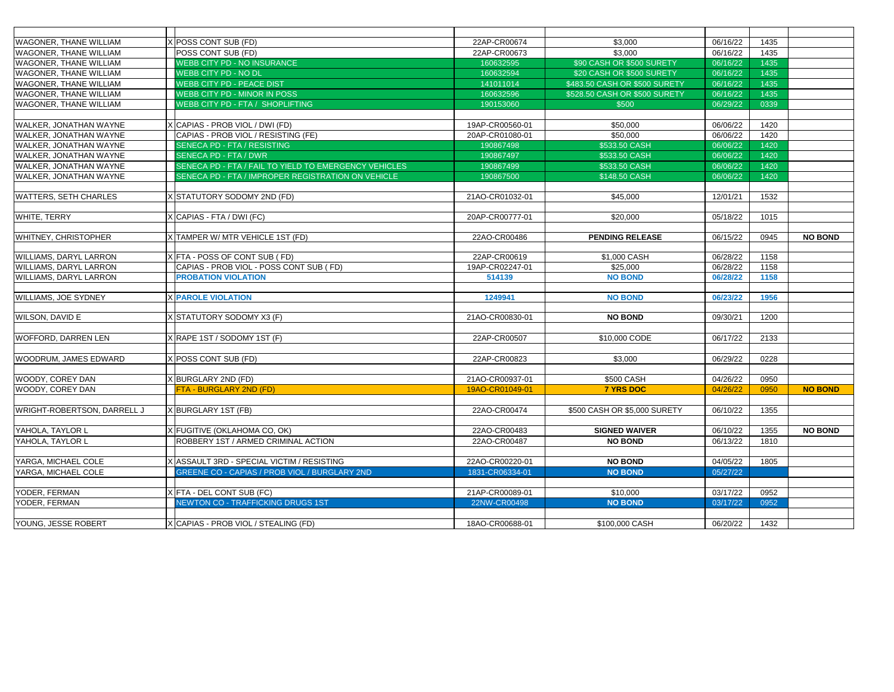| | | | | | | | |
|---|---|---|---|---|---|---|---|
| WAGONER, THANE WILLIAM | X | POSS CONT SUB (FD) | 22AP-CR00674 | $3,000 | 06/16/22 | 1435 | |
| WAGONER, THANE WILLIAM | | POSS CONT SUB (FD) | 22AP-CR00673 | $3,000 | 06/16/22 | 1435 | |
| WAGONER, THANE WILLIAM | | WEBB CITY PD - NO INSURANCE | 160632595 | $90 CASH OR $500 SURETY | 06/16/22 | 1435 | |
| WAGONER, THANE WILLIAM | | WEBB CITY PD - NO DL | 160632594 | $20 CASH OR $500 SURETY | 06/16/22 | 1435 | |
| WAGONER, THANE WILLIAM | | WEBB CITY PD - PEACE DIST | 141011014 | $483.50 CASH OR $500 SURETY | 06/16/22 | 1435 | |
| WAGONER, THANE WILLIAM | | WEBB CITY PD - MINOR IN POSS | 160632596 | $528.50 CASH OR $500 SURETY | 06/16/22 | 1435 | |
| WAGONER, THANE WILLIAM | | WEBB CITY PD - FTA / SHOPLIFTING | 190153060 | $500 | 06/29/22 | 0339 | |
| | | | | | | | |
| WALKER, JONATHAN WAYNE | X | CAPIAS - PROB VIOL / DWI (FD) | 19AP-CR00560-01 | $50,000 | 06/06/22 | 1420 | |
| WALKER, JONATHAN WAYNE | | CAPIAS - PROB VIOL / RESISTING (FE) | 20AP-CR01080-01 | $50,000 | 06/06/22 | 1420 | |
| WALKER, JONATHAN WAYNE | | SENECA PD - FTA / RESISTING | 190867498 | $533.50 CASH | 06/06/22 | 1420 | |
| WALKER, JONATHAN WAYNE | | SENECA PD - FTA / DWR | 190867497 | $533.50 CASH | 06/06/22 | 1420 | |
| WALKER, JONATHAN WAYNE | | SENECA PD - FTA / FAIL TO YIELD TO EMERGENCY VEHICLES | 190867499 | $533.50 CASH | 06/06/22 | 1420 | |
| WALKER, JONATHAN WAYNE | | SENECA PD - FTA / IMPROPER REGISTRATION ON VEHICLE | 190867500 | $148.50 CASH | 06/06/22 | 1420 | |
| | | | | | | | |
| WATTERS, SETH CHARLES | X | STATUTORY SODOMY 2ND (FD) | 21AO-CR01032-01 | $45,000 | 12/01/21 | 1532 | |
| | | | | | | | |
| WHITE, TERRY | X | CAPIAS - FTA / DWI (FC) | 20AP-CR00777-01 | $20,000 | 05/18/22 | 1015 | |
| | | | | | | | |
| WHITNEY, CHRISTOPHER | X | TAMPER W/ MTR VEHICLE 1ST (FD) | 22AO-CR00486 | **PENDING RELEASE** | 06/15/22 | 0945 | **NO BOND** |
| | | | | | | | |
| WILLIAMS, DARYL LARRON | X | FTA - POSS OF CONT SUB ( FD) | 22AP-CR00619 | $1,000 CASH | 06/28/22 | 1158 | |
| WILLIAMS, DARYL LARRON | | CAPIAS - PROB VIOL - POSS CONT SUB ( FD) | 19AP-CR02247-01 | $25,000 | 06/28/22 | 1158 | |
| WILLIAMS, DARYL LARRON | | **PROBATION VIOLATION** | **514139** | **NO BOND** | **06/28/22** | **1158** | |
| | | | | | | | |
| WILLIAMS, JOE SYDNEY | X | **PAROLE VIOLATION** | **1249941** | **NO BOND** | **06/23/22** | **1956** | |
| | | | | | | | |
| WILSON, DAVID E | X | STATUTORY SODOMY X3 (F) | 21AO-CR00830-01 | **NO BOND** | 09/30/21 | 1200 | |
| | | | | | | | |
| WOFFORD, DARREN LEN | X | RAPE 1ST / SODOMY 1ST (F) | 22AP-CR00507 | $10,000 CODE | 06/17/22 | 2133 | |
| | | | | | | | |
| WOODRUM, JAMES EDWARD | X | POSS CONT SUB (FD) | 22AP-CR00823 | $3,000 | 06/29/22 | 0228 | |
| | | | | | | | |
| WOODY, COREY DAN | X | BURGLARY 2ND (FD) | 21AO-CR00937-01 | $500 CASH | 04/26/22 | 0950 | |
| WOODY, COREY DAN | | FTA - BURGLARY 2ND (FD) | 19AO-CR01049-01 | **7 YRS DOC** | 04/26/22 | 0950 | **NO BOND** |
| | | | | | | | |
| WRIGHT-ROBERTSON, DARRELL J | X | BURGLARY 1ST (FB) | 22AO-CR00474 | $500 CASH OR $5,000 SURETY | 06/10/22 | 1355 | |
| | | | | | | | |
| YAHOLA, TAYLOR L | X | FUGITIVE (OKLAHOMA CO, OK) | 22AO-CR00483 | **SIGNED WAIVER** | 06/10/22 | 1355 | **NO BOND** |
| YAHOLA, TAYLOR L | | ROBBERY 1ST / ARMED CRIMINAL ACTION | 22AO-CR00487 | **NO BOND** | 06/13/22 | 1810 | |
| | | | | | | | |
| YARGA, MICHAEL COLE | X | ASSAULT 3RD - SPECIAL VICTIM / RESISTING | 22AO-CR00220-01 | **NO BOND** | 04/05/22 | 1805 | |
| YARGA, MICHAEL COLE | | GREENE CO - CAPIAS / PROB VIOL / BURGLARY 2ND | 1831-CR06334-01 | **NO BOND** | 05/27/22 | | |
| | | | | | | | |
| YODER, FERMAN | X | FTA - DEL CONT SUB (FC) | 21AP-CR00089-01 | $10,000 | 03/17/22 | 0952 | |
| YODER, FERMAN | | NEWTON CO - TRAFFICKING DRUGS 1ST | 22NW-CR00498 | **NO BOND** | 03/17/22 | 0952 | |
| | | | | | | | |
| YOUNG, JESSE ROBERT | X | CAPIAS - PROB VIOL / STEALING (FD) | 18AO-CR00688-01 | $100,000 CASH | 06/20/22 | 1432 | |